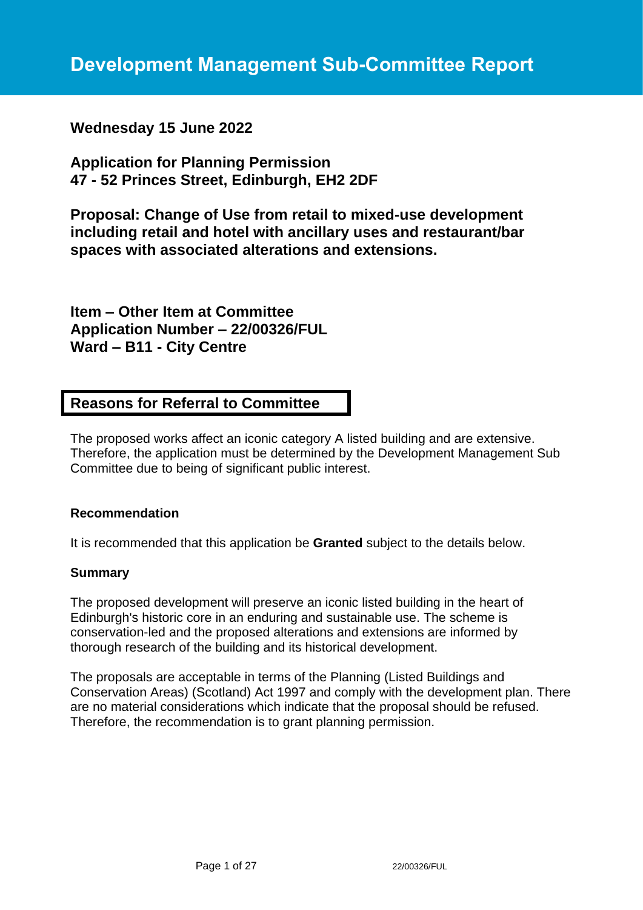# Development Management Sub-Committee Report

**Wednesday 15 June 2022**

**Application for Planning Permission**
**47 - 52 Princes Street, Edinburgh, EH2 2DF**

**Proposal: Change of Use from retail to mixed-use development including retail and hotel with ancillary uses and restaurant/bar spaces with associated alterations and extensions.**

**Item – Other Item at Committee**
**Application Number – 22/00326/FUL**
**Ward – B11 - City Centre**

## Reasons for Referral to Committee

The proposed works affect an iconic category A listed building and are extensive. Therefore, the application must be determined by the Development Management Sub Committee due to being of significant public interest.

### Recommendation

It is recommended that this application be **Granted** subject to the details below.

### Summary

The proposed development will preserve an iconic listed building in the heart of Edinburgh's historic core in an enduring and sustainable use. The scheme is conservation-led and the proposed alterations and extensions are informed by thorough research of the building and its historical development.

The proposals are acceptable in terms of the Planning (Listed Buildings and Conservation Areas) (Scotland) Act 1997 and comply with the development plan. There are no material considerations which indicate that the proposal should be refused. Therefore, the recommendation is to grant planning permission.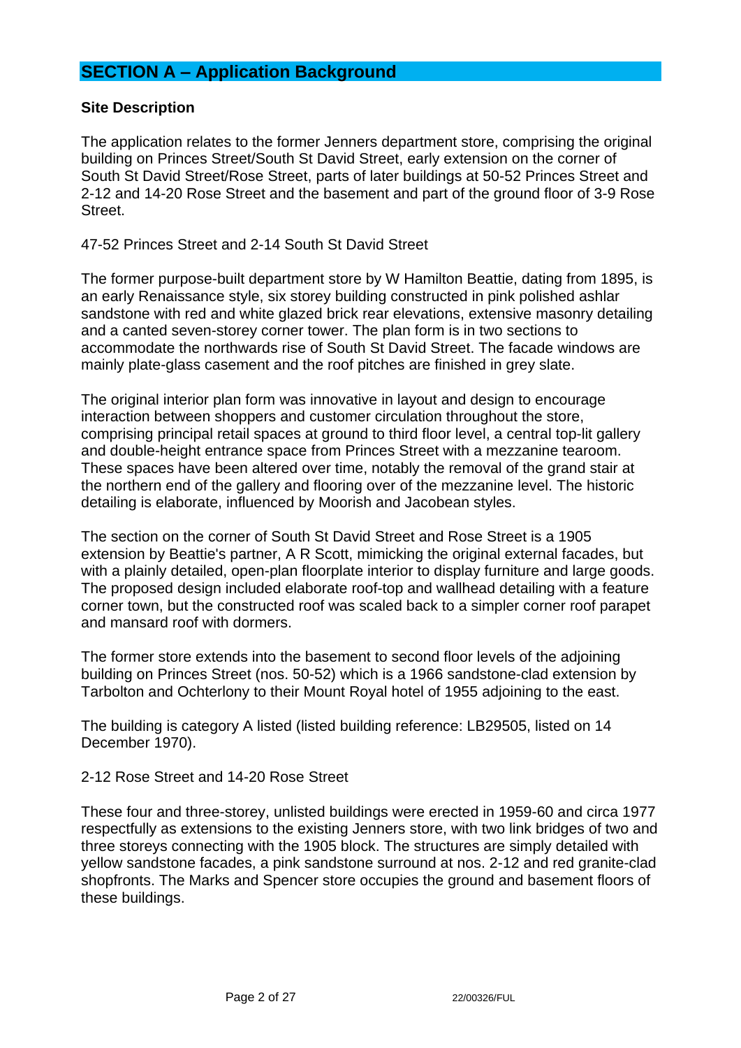## SECTION A – Application Background

### Site Description

The application relates to the former Jenners department store, comprising the original building on Princes Street/South St David Street, early extension on the corner of South St David Street/Rose Street, parts of later buildings at 50-52 Princes Street and 2-12 and 14-20 Rose Street and the basement and part of the ground floor of 3-9 Rose Street.

47-52 Princes Street and 2-14 South St David Street

The former purpose-built department store by W Hamilton Beattie, dating from 1895, is an early Renaissance style, six storey building constructed in pink polished ashlar sandstone with red and white glazed brick rear elevations, extensive masonry detailing and a canted seven-storey corner tower. The plan form is in two sections to accommodate the northwards rise of South St David Street. The facade windows are mainly plate-glass casement and the roof pitches are finished in grey slate.

The original interior plan form was innovative in layout and design to encourage interaction between shoppers and customer circulation throughout the store, comprising principal retail spaces at ground to third floor level, a central top-lit gallery and double-height entrance space from Princes Street with a mezzanine tearoom. These spaces have been altered over time, notably the removal of the grand stair at the northern end of the gallery and flooring over of the mezzanine level. The historic detailing is elaborate, influenced by Moorish and Jacobean styles.

The section on the corner of South St David Street and Rose Street is a 1905 extension by Beattie's partner, A R Scott, mimicking the original external facades, but with a plainly detailed, open-plan floorplate interior to display furniture and large goods. The proposed design included elaborate roof-top and wallhead detailing with a feature corner town, but the constructed roof was scaled back to a simpler corner roof parapet and mansard roof with dormers.

The former store extends into the basement to second floor levels of the adjoining building on Princes Street (nos. 50-52) which is a 1966 sandstone-clad extension by Tarbolton and Ochterlony to their Mount Royal hotel of 1955 adjoining to the east.

The building is category A listed (listed building reference: LB29505, listed on 14 December 1970).

2-12 Rose Street and 14-20 Rose Street

These four and three-storey, unlisted buildings were erected in 1959-60 and circa 1977 respectfully as extensions to the existing Jenners store, with two link bridges of two and three storeys connecting with the 1905 block. The structures are simply detailed with yellow sandstone facades, a pink sandstone surround at nos. 2-12 and red granite-clad shopfronts. The Marks and Spencer store occupies the ground and basement floors of these buildings.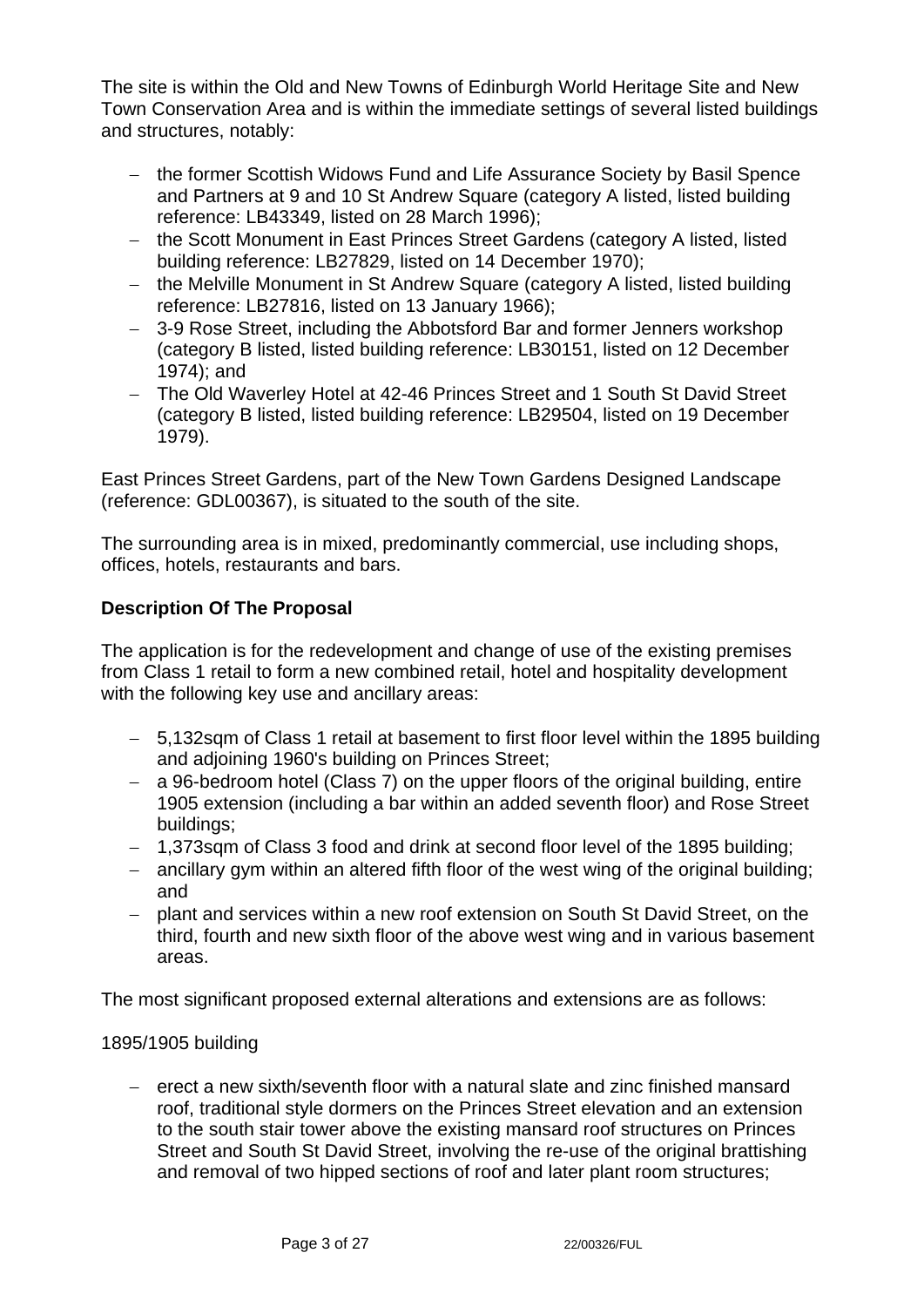The site is within the Old and New Towns of Edinburgh World Heritage Site and New Town Conservation Area and is within the immediate settings of several listed buildings and structures, notably:

- the former Scottish Widows Fund and Life Assurance Society by Basil Spence and Partners at 9 and 10 St Andrew Square (category A listed, listed building reference: LB43349, listed on 28 March 1996);
- the Scott Monument in East Princes Street Gardens (category A listed, listed building reference: LB27829, listed on 14 December 1970);
- the Melville Monument in St Andrew Square (category A listed, listed building reference: LB27816, listed on 13 January 1966);
- 3-9 Rose Street, including the Abbotsford Bar and former Jenners workshop (category B listed, listed building reference: LB30151, listed on 12 December 1974); and
- The Old Waverley Hotel at 42-46 Princes Street and 1 South St David Street (category B listed, listed building reference: LB29504, listed on 19 December 1979).

East Princes Street Gardens, part of the New Town Gardens Designed Landscape (reference: GDL00367), is situated to the south of the site.

The surrounding area is in mixed, predominantly commercial, use including shops, offices, hotels, restaurants and bars.

**Description Of The Proposal**

The application is for the redevelopment and change of use of the existing premises from Class 1 retail to form a new combined retail, hotel and hospitality development with the following key use and ancillary areas:

- 5,132sqm of Class 1 retail at basement to first floor level within the 1895 building and adjoining 1960's building on Princes Street;
- a 96-bedroom hotel (Class 7) on the upper floors of the original building, entire 1905 extension (including a bar within an added seventh floor) and Rose Street buildings;
- 1,373sqm of Class 3 food and drink at second floor level of the 1895 building;
- ancillary gym within an altered fifth floor of the west wing of the original building; and
- plant and services within a new roof extension on South St David Street, on the third, fourth and new sixth floor of the above west wing and in various basement areas.

The most significant proposed external alterations and extensions are as follows:

1895/1905 building

- erect a new sixth/seventh floor with a natural slate and zinc finished mansard roof, traditional style dormers on the Princes Street elevation and an extension to the south stair tower above the existing mansard roof structures on Princes Street and South St David Street, involving the re-use of the original brattishing and removal of two hipped sections of roof and later plant room structures;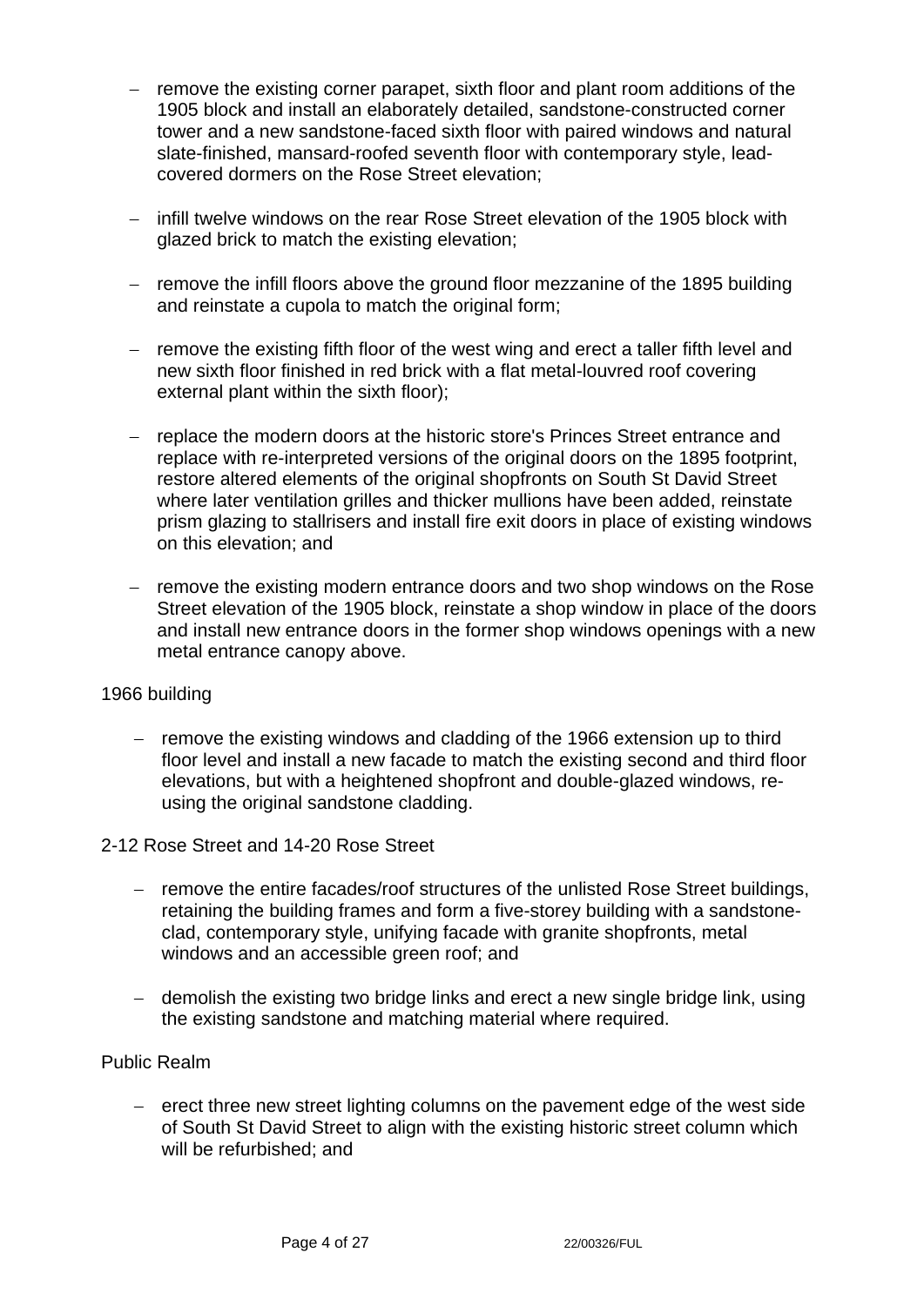- remove the existing corner parapet, sixth floor and plant room additions of the 1905 block and install an elaborately detailed, sandstone-constructed corner tower and a new sandstone-faced sixth floor with paired windows and natural slate-finished, mansard-roofed seventh floor with contemporary style, lead-covered dormers on the Rose Street elevation;

- infill twelve windows on the rear Rose Street elevation of the 1905 block with glazed brick to match the existing elevation;

- remove the infill floors above the ground floor mezzanine of the 1895 building and reinstate a cupola to match the original form;

- remove the existing fifth floor of the west wing and erect a taller fifth level and new sixth floor finished in red brick with a flat metal-louvred roof covering external plant within the sixth floor);

- replace the modern doors at the historic store's Princes Street entrance and replace with re-interpreted versions of the original doors on the 1895 footprint, restore altered elements of the original shopfronts on South St David Street where later ventilation grilles and thicker mullions have been added, reinstate prism glazing to stallrisers and install fire exit doors in place of existing windows on this elevation; and

- remove the existing modern entrance doors and two shop windows on the Rose Street elevation of the 1905 block, reinstate a shop window in place of the doors and install new entrance doors in the former shop windows openings with a new metal entrance canopy above.

1966 building

- remove the existing windows and cladding of the 1966 extension up to third floor level and install a new facade to match the existing second and third floor elevations, but with a heightened shopfront and double-glazed windows, re-using the original sandstone cladding.

2-12 Rose Street and 14-20 Rose Street

- remove the entire facades/roof structures of the unlisted Rose Street buildings, retaining the building frames and form a five-storey building with a sandstone-clad, contemporary style, unifying facade with granite shopfronts, metal windows and an accessible green roof; and

- demolish the existing two bridge links and erect a new single bridge link, using the existing sandstone and matching material where required.

Public Realm

- erect three new street lighting columns on the pavement edge of the west side of South St David Street to align with the existing historic street column which will be refurbished; and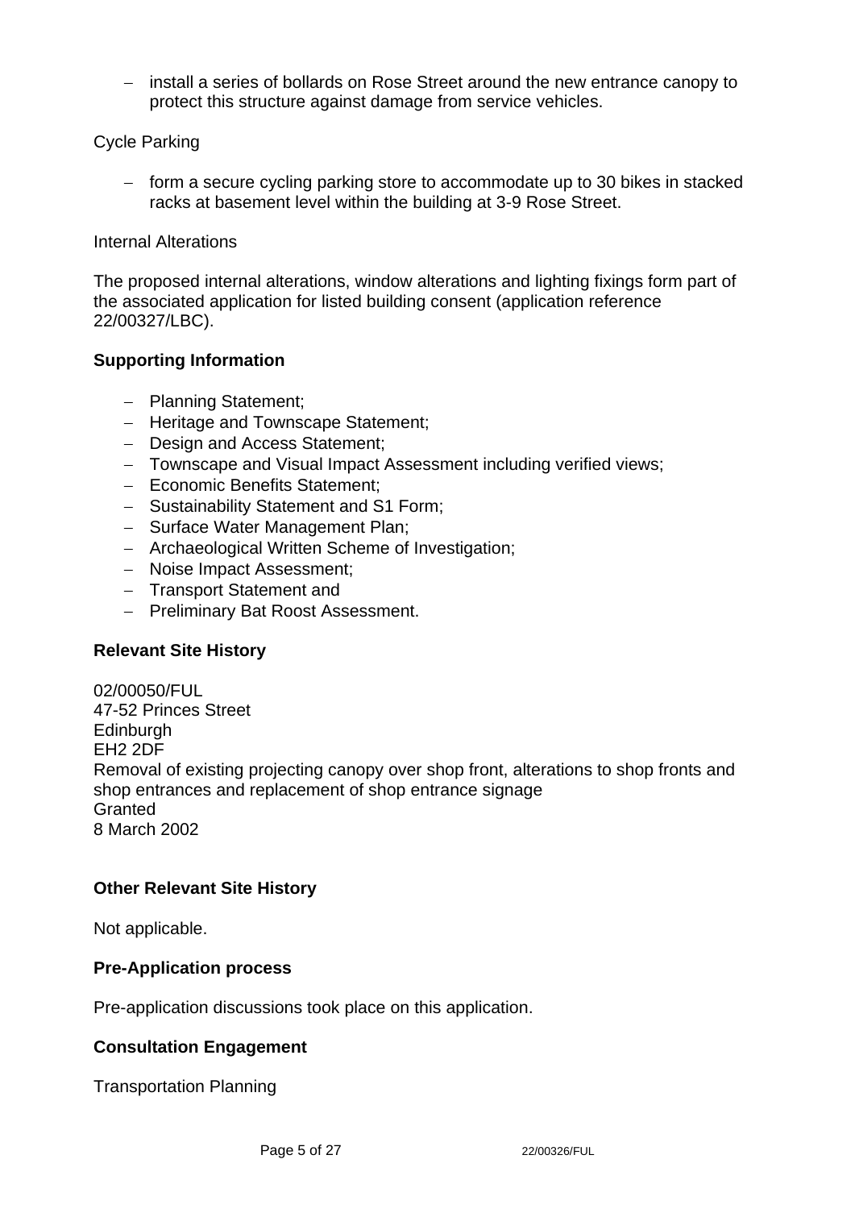- install a series of bollards on Rose Street around the new entrance canopy to protect this structure against damage from service vehicles.

Cycle Parking

- form a secure cycling parking store to accommodate up to 30 bikes in stacked racks at basement level within the building at 3-9 Rose Street.

Internal Alterations

The proposed internal alterations, window alterations and lighting fixings form part of the associated application for listed building consent (application reference 22/00327/LBC).

**Supporting Information**

- Planning Statement;
- Heritage and Townscape Statement;
- Design and Access Statement;
- Townscape and Visual Impact Assessment including verified views;
- Economic Benefits Statement;
- Sustainability Statement and S1 Form;
- Surface Water Management Plan;
- Archaeological Written Scheme of Investigation;
- Noise Impact Assessment;
- Transport Statement and
- Preliminary Bat Roost Assessment.

**Relevant Site History**

02/00050/FUL
47-52 Princes Street
Edinburgh
EH2 2DF
Removal of existing projecting canopy over shop front, alterations to shop fronts and shop entrances and replacement of shop entrance signage
Granted
8 March 2002

**Other Relevant Site History**

Not applicable.

**Pre-Application process**

Pre-application discussions took place on this application.

**Consultation Engagement**

Transportation Planning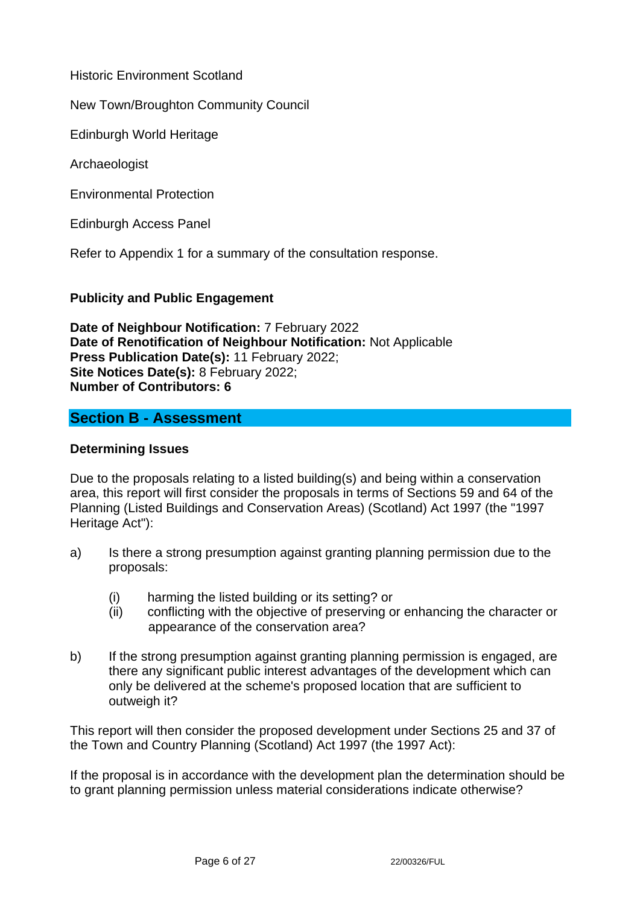Historic Environment Scotland

New Town/Broughton Community Council

Edinburgh World Heritage

Archaeologist

Environmental Protection

Edinburgh Access Panel

Refer to Appendix 1 for a summary of the consultation response.

**Publicity and Public Engagement**

**Date of Neighbour Notification:** 7 February 2022
**Date of Renotification of Neighbour Notification:** Not Applicable
**Press Publication Date(s):** 11 February 2022;
**Site Notices Date(s):** 8 February 2022;
**Number of Contributors: 6**

## Section B - Assessment

**Determining Issues**

Due to the proposals relating to a listed building(s) and being within a conservation area, this report will first consider the proposals in terms of Sections 59 and 64 of the Planning (Listed Buildings and Conservation Areas) (Scotland) Act 1997 (the "1997 Heritage Act"):

a) Is there a strong presumption against granting planning permission due to the proposals:

   (i) harming the listed building or its setting? or
   (ii) conflicting with the objective of preserving or enhancing the character or appearance of the conservation area?

b) If the strong presumption against granting planning permission is engaged, are there any significant public interest advantages of the development which can only be delivered at the scheme's proposed location that are sufficient to outweigh it?

This report will then consider the proposed development under Sections 25 and 37 of the Town and Country Planning (Scotland) Act 1997 (the 1997 Act):

If the proposal is in accordance with the development plan the determination should be to grant planning permission unless material considerations indicate otherwise?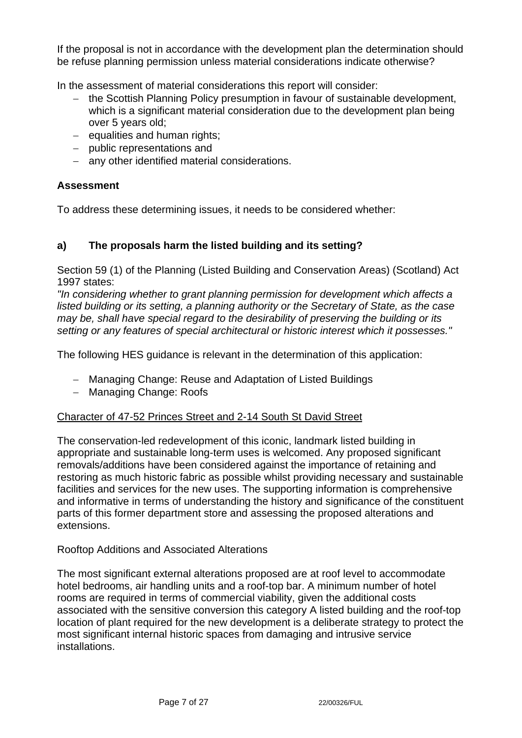If the proposal is not in accordance with the development plan the determination should be refuse planning permission unless material considerations indicate otherwise?

In the assessment of material considerations this report will consider:

- the Scottish Planning Policy presumption in favour of sustainable development, which is a significant material consideration due to the development plan being over 5 years old;
- equalities and human rights;
- public representations and
- any other identified material considerations.

**Assessment**

To address these determining issues, it needs to be considered whether:

### a) The proposals harm the listed building and its setting?

Section 59 (1) of the Planning (Listed Building and Conservation Areas) (Scotland) Act 1997 states:

*"In considering whether to grant planning permission for development which affects a listed building or its setting, a planning authority or the Secretary of State, as the case may be, shall have special regard to the desirability of preserving the building or its setting or any features of special architectural or historic interest which it possesses."*

The following HES guidance is relevant in the determination of this application:

- Managing Change: Reuse and Adaptation of Listed Buildings
- Managing Change: Roofs

<u>Character of 47-52 Princes Street and 2-14 South St David Street</u>

The conservation-led redevelopment of this iconic, landmark listed building in appropriate and sustainable long-term uses is welcomed. Any proposed significant removals/additions have been considered against the importance of retaining and restoring as much historic fabric as possible whilst providing necessary and sustainable facilities and services for the new uses. The supporting information is comprehensive and informative in terms of understanding the history and significance of the constituent parts of this former department store and assessing the proposed alterations and extensions.

Rooftop Additions and Associated Alterations

The most significant external alterations proposed are at roof level to accommodate hotel bedrooms, air handling units and a roof-top bar. A minimum number of hotel rooms are required in terms of commercial viability, given the additional costs associated with the sensitive conversion this category A listed building and the roof-top location of plant required for the new development is a deliberate strategy to protect the most significant internal historic spaces from damaging and intrusive service installations.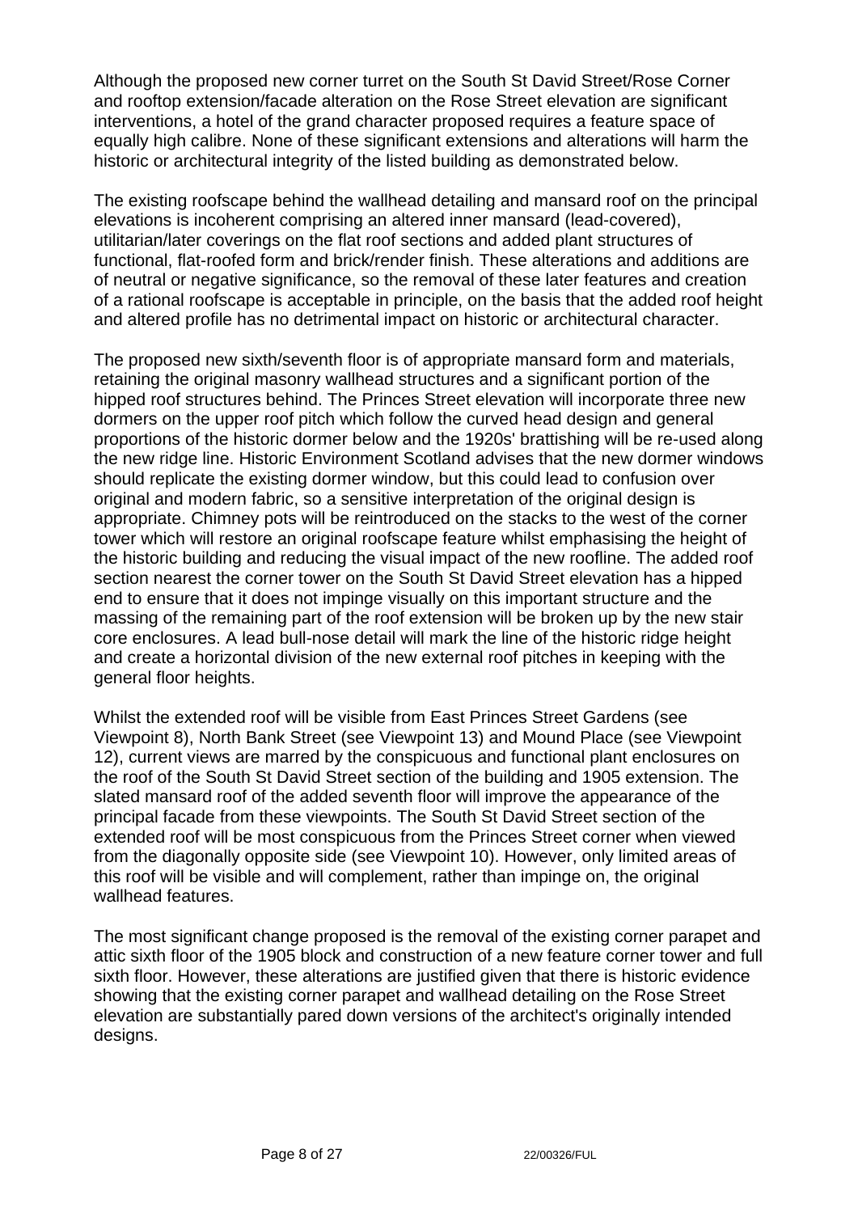Although the proposed new corner turret on the South St David Street/Rose Corner and rooftop extension/facade alteration on the Rose Street elevation are significant interventions, a hotel of the grand character proposed requires a feature space of equally high calibre. None of these significant extensions and alterations will harm the historic or architectural integrity of the listed building as demonstrated below.

The existing roofscape behind the wallhead detailing and mansard roof on the principal elevations is incoherent comprising an altered inner mansard (lead-covered), utilitarian/later coverings on the flat roof sections and added plant structures of functional, flat-roofed form and brick/render finish. These alterations and additions are of neutral or negative significance, so the removal of these later features and creation of a rational roofscape is acceptable in principle, on the basis that the added roof height and altered profile has no detrimental impact on historic or architectural character.

The proposed new sixth/seventh floor is of appropriate mansard form and materials, retaining the original masonry wallhead structures and a significant portion of the hipped roof structures behind. The Princes Street elevation will incorporate three new dormers on the upper roof pitch which follow the curved head design and general proportions of the historic dormer below and the 1920s' brattishing will be re-used along the new ridge line. Historic Environment Scotland advises that the new dormer windows should replicate the existing dormer window, but this could lead to confusion over original and modern fabric, so a sensitive interpretation of the original design is appropriate. Chimney pots will be reintroduced on the stacks to the west of the corner tower which will restore an original roofscape feature whilst emphasising the height of the historic building and reducing the visual impact of the new roofline. The added roof section nearest the corner tower on the South St David Street elevation has a hipped end to ensure that it does not impinge visually on this important structure and the massing of the remaining part of the roof extension will be broken up by the new stair core enclosures. A lead bull-nose detail will mark the line of the historic ridge height and create a horizontal division of the new external roof pitches in keeping with the general floor heights.

Whilst the extended roof will be visible from East Princes Street Gardens (see Viewpoint 8), North Bank Street (see Viewpoint 13) and Mound Place (see Viewpoint 12), current views are marred by the conspicuous and functional plant enclosures on the roof of the South St David Street section of the building and 1905 extension. The slated mansard roof of the added seventh floor will improve the appearance of the principal facade from these viewpoints. The South St David Street section of the extended roof will be most conspicuous from the Princes Street corner when viewed from the diagonally opposite side (see Viewpoint 10). However, only limited areas of this roof will be visible and will complement, rather than impinge on, the original wallhead features.

The most significant change proposed is the removal of the existing corner parapet and attic sixth floor of the 1905 block and construction of a new feature corner tower and full sixth floor. However, these alterations are justified given that there is historic evidence showing that the existing corner parapet and wallhead detailing on the Rose Street elevation are substantially pared down versions of the architect's originally intended designs.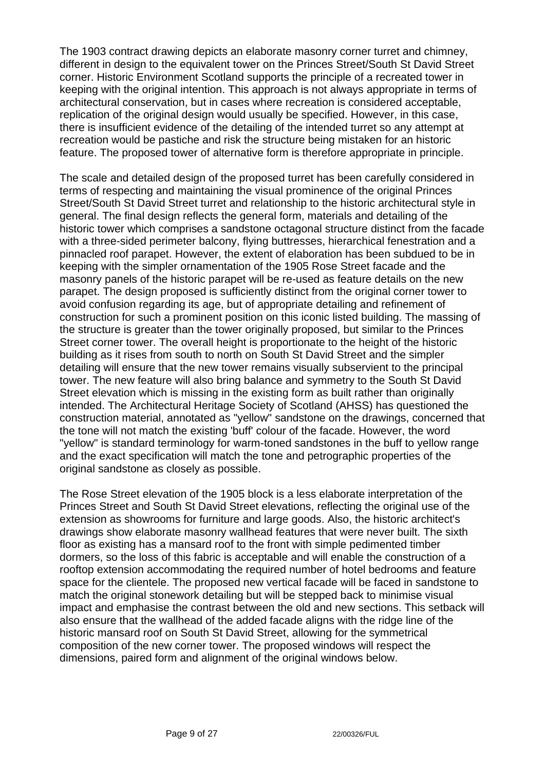The 1903 contract drawing depicts an elaborate masonry corner turret and chimney, different in design to the equivalent tower on the Princes Street/South St David Street corner. Historic Environment Scotland supports the principle of a recreated tower in keeping with the original intention. This approach is not always appropriate in terms of architectural conservation, but in cases where recreation is considered acceptable, replication of the original design would usually be specified. However, in this case, there is insufficient evidence of the detailing of the intended turret so any attempt at recreation would be pastiche and risk the structure being mistaken for an historic feature. The proposed tower of alternative form is therefore appropriate in principle.

The scale and detailed design of the proposed turret has been carefully considered in terms of respecting and maintaining the visual prominence of the original Princes Street/South St David Street turret and relationship to the historic architectural style in general. The final design reflects the general form, materials and detailing of the historic tower which comprises a sandstone octagonal structure distinct from the facade with a three-sided perimeter balcony, flying buttresses, hierarchical fenestration and a pinnacled roof parapet. However, the extent of elaboration has been subdued to be in keeping with the simpler ornamentation of the 1905 Rose Street facade and the masonry panels of the historic parapet will be re-used as feature details on the new parapet. The design proposed is sufficiently distinct from the original corner tower to avoid confusion regarding its age, but of appropriate detailing and refinement of construction for such a prominent position on this iconic listed building. The massing of the structure is greater than the tower originally proposed, but similar to the Princes Street corner tower. The overall height is proportionate to the height of the historic building as it rises from south to north on South St David Street and the simpler detailing will ensure that the new tower remains visually subservient to the principal tower. The new feature will also bring balance and symmetry to the South St David Street elevation which is missing in the existing form as built rather than originally intended. The Architectural Heritage Society of Scotland (AHSS) has questioned the construction material, annotated as "yellow" sandstone on the drawings, concerned that the tone will not match the existing 'buff' colour of the facade. However, the word "yellow" is standard terminology for warm-toned sandstones in the buff to yellow range and the exact specification will match the tone and petrographic properties of the original sandstone as closely as possible.

The Rose Street elevation of the 1905 block is a less elaborate interpretation of the Princes Street and South St David Street elevations, reflecting the original use of the extension as showrooms for furniture and large goods. Also, the historic architect's drawings show elaborate masonry wallhead features that were never built. The sixth floor as existing has a mansard roof to the front with simple pedimented timber dormers, so the loss of this fabric is acceptable and will enable the construction of a rooftop extension accommodating the required number of hotel bedrooms and feature space for the clientele. The proposed new vertical facade will be faced in sandstone to match the original stonework detailing but will be stepped back to minimise visual impact and emphasise the contrast between the old and new sections. This setback will also ensure that the wallhead of the added facade aligns with the ridge line of the historic mansard roof on South St David Street, allowing for the symmetrical composition of the new corner tower. The proposed windows will respect the dimensions, paired form and alignment of the original windows below.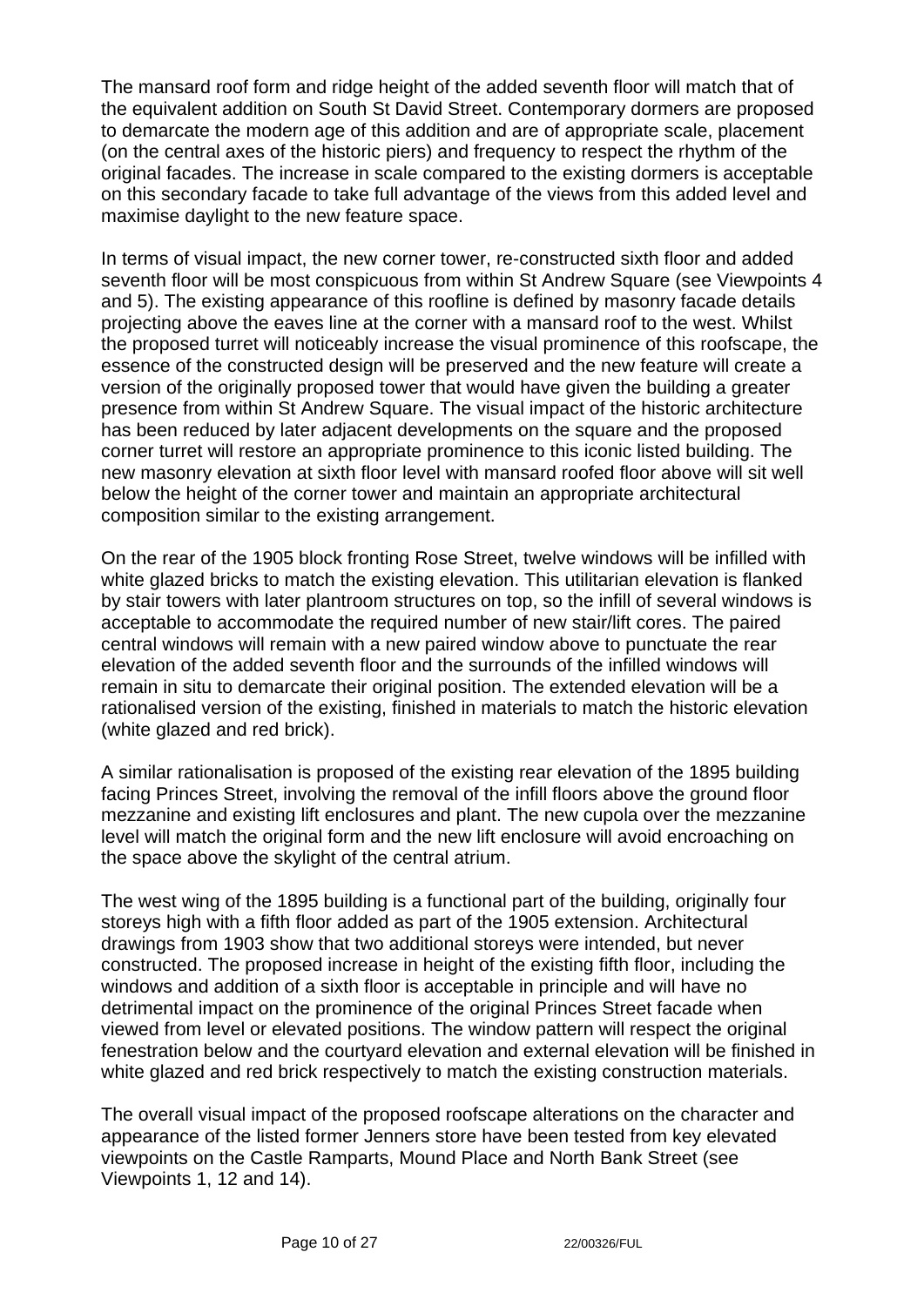The mansard roof form and ridge height of the added seventh floor will match that of the equivalent addition on South St David Street. Contemporary dormers are proposed to demarcate the modern age of this addition and are of appropriate scale, placement (on the central axes of the historic piers) and frequency to respect the rhythm of the original facades. The increase in scale compared to the existing dormers is acceptable on this secondary facade to take full advantage of the views from this added level and maximise daylight to the new feature space.

In terms of visual impact, the new corner tower, re-constructed sixth floor and added seventh floor will be most conspicuous from within St Andrew Square (see Viewpoints 4 and 5). The existing appearance of this roofline is defined by masonry facade details projecting above the eaves line at the corner with a mansard roof to the west. Whilst the proposed turret will noticeably increase the visual prominence of this roofscape, the essence of the constructed design will be preserved and the new feature will create a version of the originally proposed tower that would have given the building a greater presence from within St Andrew Square. The visual impact of the historic architecture has been reduced by later adjacent developments on the square and the proposed corner turret will restore an appropriate prominence to this iconic listed building. The new masonry elevation at sixth floor level with mansard roofed floor above will sit well below the height of the corner tower and maintain an appropriate architectural composition similar to the existing arrangement.

On the rear of the 1905 block fronting Rose Street, twelve windows will be infilled with white glazed bricks to match the existing elevation. This utilitarian elevation is flanked by stair towers with later plantroom structures on top, so the infill of several windows is acceptable to accommodate the required number of new stair/lift cores. The paired central windows will remain with a new paired window above to punctuate the rear elevation of the added seventh floor and the surrounds of the infilled windows will remain in situ to demarcate their original position. The extended elevation will be a rationalised version of the existing, finished in materials to match the historic elevation (white glazed and red brick).

A similar rationalisation is proposed of the existing rear elevation of the 1895 building facing Princes Street, involving the removal of the infill floors above the ground floor mezzanine and existing lift enclosures and plant. The new cupola over the mezzanine level will match the original form and the new lift enclosure will avoid encroaching on the space above the skylight of the central atrium.

The west wing of the 1895 building is a functional part of the building, originally four storeys high with a fifth floor added as part of the 1905 extension. Architectural drawings from 1903 show that two additional storeys were intended, but never constructed. The proposed increase in height of the existing fifth floor, including the windows and addition of a sixth floor is acceptable in principle and will have no detrimental impact on the prominence of the original Princes Street facade when viewed from level or elevated positions. The window pattern will respect the original fenestration below and the courtyard elevation and external elevation will be finished in white glazed and red brick respectively to match the existing construction materials.

The overall visual impact of the proposed roofscape alterations on the character and appearance of the listed former Jenners store have been tested from key elevated viewpoints on the Castle Ramparts, Mound Place and North Bank Street (see Viewpoints 1, 12 and 14).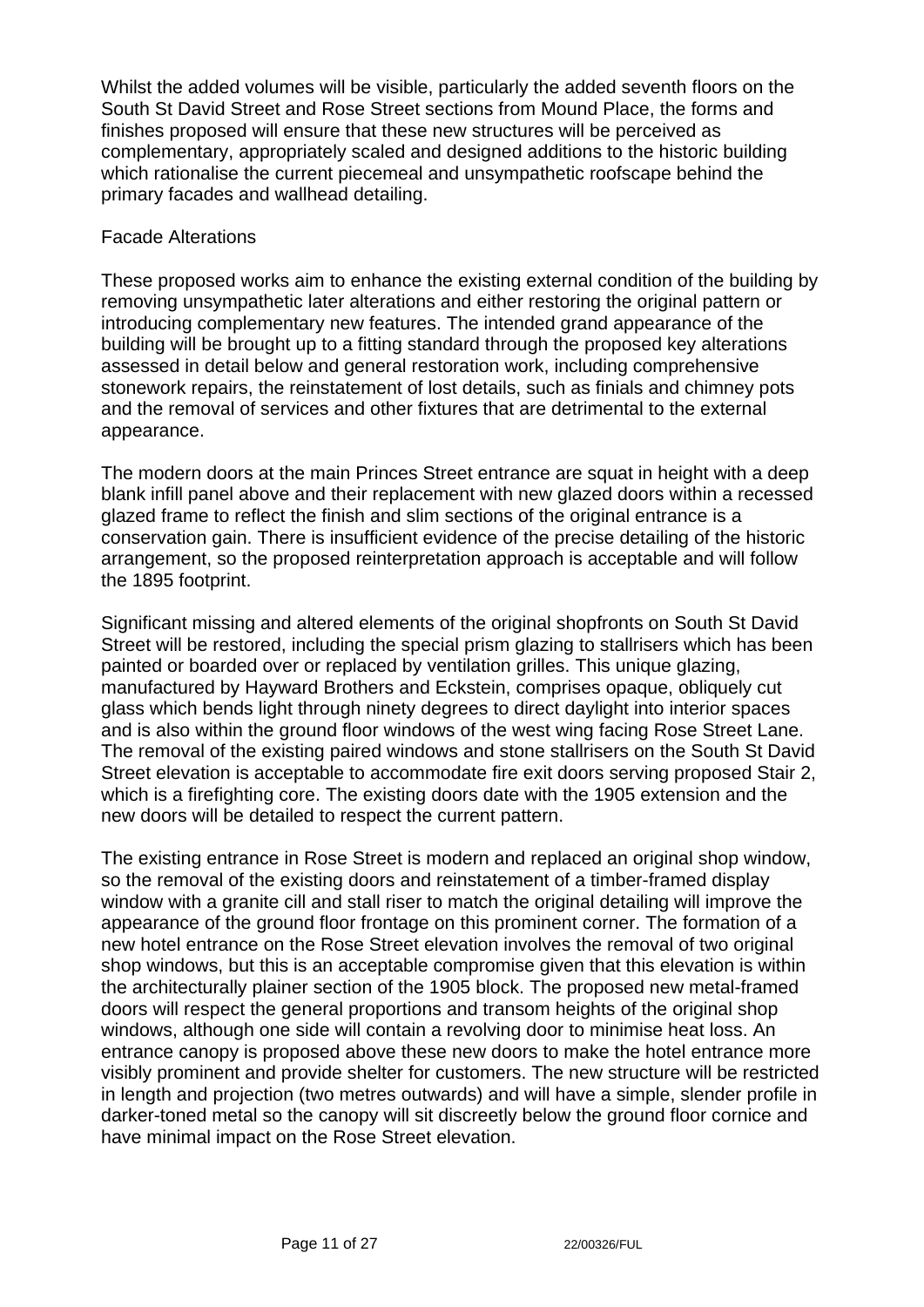Whilst the added volumes will be visible, particularly the added seventh floors on the South St David Street and Rose Street sections from Mound Place, the forms and finishes proposed will ensure that these new structures will be perceived as complementary, appropriately scaled and designed additions to the historic building which rationalise the current piecemeal and unsympathetic roofscape behind the primary facades and wallhead detailing.

### Facade Alterations

These proposed works aim to enhance the existing external condition of the building by removing unsympathetic later alterations and either restoring the original pattern or introducing complementary new features. The intended grand appearance of the building will be brought up to a fitting standard through the proposed key alterations assessed in detail below and general restoration work, including comprehensive stonework repairs, the reinstatement of lost details, such as finials and chimney pots and the removal of services and other fixtures that are detrimental to the external appearance.

The modern doors at the main Princes Street entrance are squat in height with a deep blank infill panel above and their replacement with new glazed doors within a recessed glazed frame to reflect the finish and slim sections of the original entrance is a conservation gain. There is insufficient evidence of the precise detailing of the historic arrangement, so the proposed reinterpretation approach is acceptable and will follow the 1895 footprint.

Significant missing and altered elements of the original shopfronts on South St David Street will be restored, including the special prism glazing to stallrisers which has been painted or boarded over or replaced by ventilation grilles. This unique glazing, manufactured by Hayward Brothers and Eckstein, comprises opaque, obliquely cut glass which bends light through ninety degrees to direct daylight into interior spaces and is also within the ground floor windows of the west wing facing Rose Street Lane. The removal of the existing paired windows and stone stallrisers on the South St David Street elevation is acceptable to accommodate fire exit doors serving proposed Stair 2, which is a firefighting core. The existing doors date with the 1905 extension and the new doors will be detailed to respect the current pattern.

The existing entrance in Rose Street is modern and replaced an original shop window, so the removal of the existing doors and reinstatement of a timber-framed display window with a granite cill and stall riser to match the original detailing will improve the appearance of the ground floor frontage on this prominent corner. The formation of a new hotel entrance on the Rose Street elevation involves the removal of two original shop windows, but this is an acceptable compromise given that this elevation is within the architecturally plainer section of the 1905 block. The proposed new metal-framed doors will respect the general proportions and transom heights of the original shop windows, although one side will contain a revolving door to minimise heat loss. An entrance canopy is proposed above these new doors to make the hotel entrance more visibly prominent and provide shelter for customers. The new structure will be restricted in length and projection (two metres outwards) and will have a simple, slender profile in darker-toned metal so the canopy will sit discreetly below the ground floor cornice and have minimal impact on the Rose Street elevation.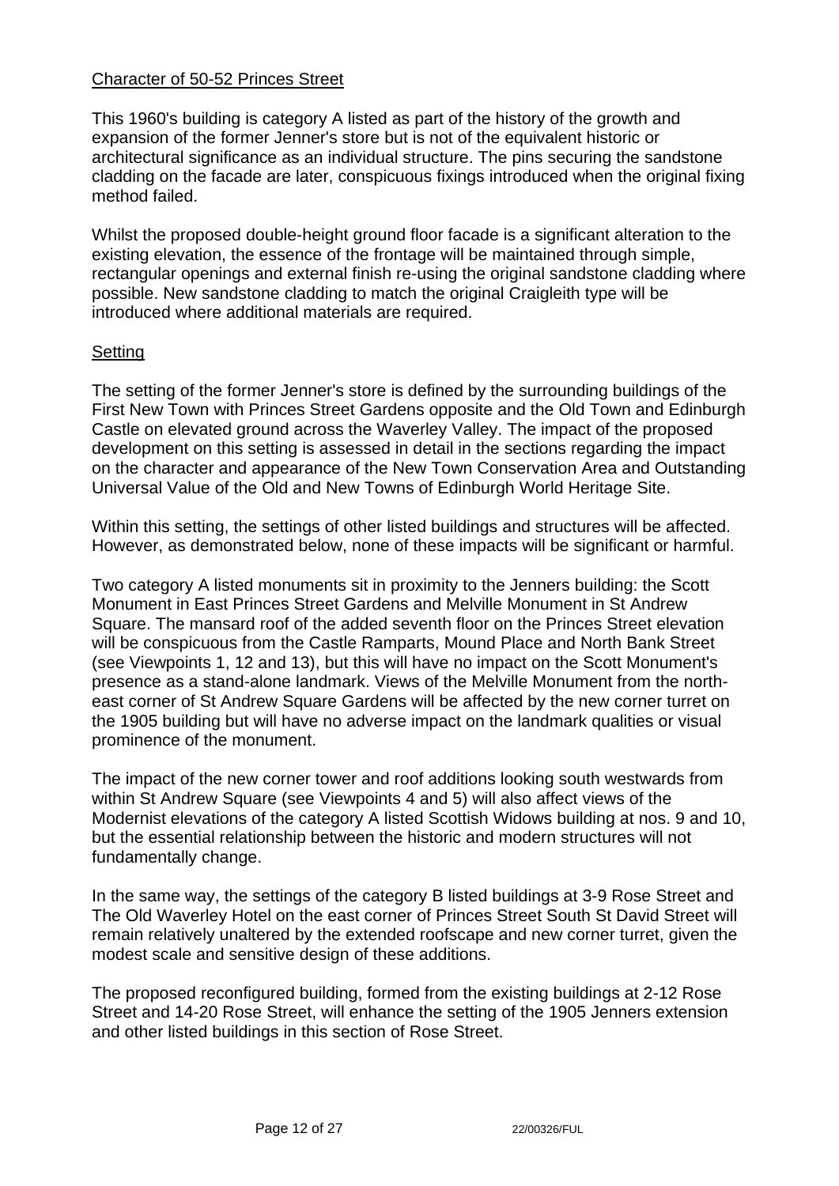Character of 50-52 Princes Street

This 1960's building is category A listed as part of the history of the growth and expansion of the former Jenner's store but is not of the equivalent historic or architectural significance as an individual structure. The pins securing the sandstone cladding on the facade are later, conspicuous fixings introduced when the original fixing method failed.

Whilst the proposed double-height ground floor facade is a significant alteration to the existing elevation, the essence of the frontage will be maintained through simple, rectangular openings and external finish re-using the original sandstone cladding where possible. New sandstone cladding to match the original Craigleith type will be introduced where additional materials are required.

Setting

The setting of the former Jenner's store is defined by the surrounding buildings of the First New Town with Princes Street Gardens opposite and the Old Town and Edinburgh Castle on elevated ground across the Waverley Valley. The impact of the proposed development on this setting is assessed in detail in the sections regarding the impact on the character and appearance of the New Town Conservation Area and Outstanding Universal Value of the Old and New Towns of Edinburgh World Heritage Site.

Within this setting, the settings of other listed buildings and structures will be affected. However, as demonstrated below, none of these impacts will be significant or harmful.

Two category A listed monuments sit in proximity to the Jenners building: the Scott Monument in East Princes Street Gardens and Melville Monument in St Andrew Square. The mansard roof of the added seventh floor on the Princes Street elevation will be conspicuous from the Castle Ramparts, Mound Place and North Bank Street (see Viewpoints 1, 12 and 13), but this will have no impact on the Scott Monument's presence as a stand-alone landmark. Views of the Melville Monument from the north-east corner of St Andrew Square Gardens will be affected by the new corner turret on the 1905 building but will have no adverse impact on the landmark qualities or visual prominence of the monument.

The impact of the new corner tower and roof additions looking south westwards from within St Andrew Square (see Viewpoints 4 and 5) will also affect views of the Modernist elevations of the category A listed Scottish Widows building at nos. 9 and 10, but the essential relationship between the historic and modern structures will not fundamentally change.

In the same way, the settings of the category B listed buildings at 3-9 Rose Street and The Old Waverley Hotel on the east corner of Princes Street South St David Street will remain relatively unaltered by the extended roofscape and new corner turret, given the modest scale and sensitive design of these additions.

The proposed reconfigured building, formed from the existing buildings at 2-12 Rose Street and 14-20 Rose Street, will enhance the setting of the 1905 Jenners extension and other listed buildings in this section of Rose Street.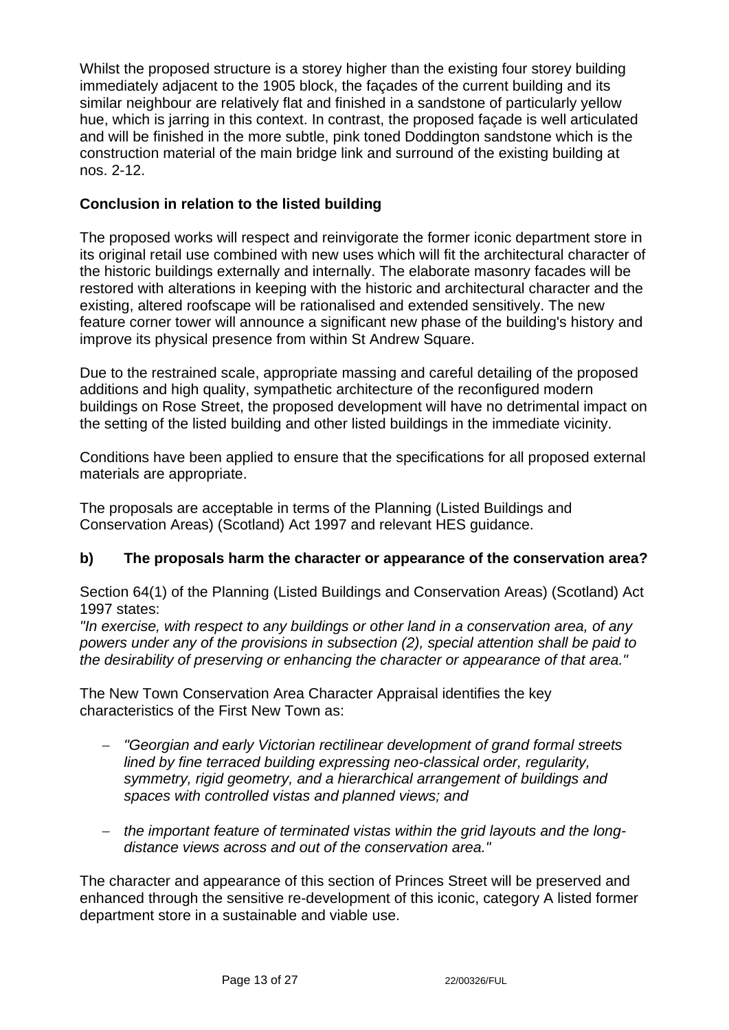Whilst the proposed structure is a storey higher than the existing four storey building immediately adjacent to the 1905 block, the façades of the current building and its similar neighbour are relatively flat and finished in a sandstone of particularly yellow hue, which is jarring in this context. In contrast, the proposed façade is well articulated and will be finished in the more subtle, pink toned Doddington sandstone which is the construction material of the main bridge link and surround of the existing building at nos. 2-12.

**Conclusion in relation to the listed building**

The proposed works will respect and reinvigorate the former iconic department store in its original retail use combined with new uses which will fit the architectural character of the historic buildings externally and internally. The elaborate masonry facades will be restored with alterations in keeping with the historic and architectural character and the existing, altered roofscape will be rationalised and extended sensitively. The new feature corner tower will announce a significant new phase of the building's history and improve its physical presence from within St Andrew Square.

Due to the restrained scale, appropriate massing and careful detailing of the proposed additions and high quality, sympathetic architecture of the reconfigured modern buildings on Rose Street, the proposed development will have no detrimental impact on the setting of the listed building and other listed buildings in the immediate vicinity.

Conditions have been applied to ensure that the specifications for all proposed external materials are appropriate.

The proposals are acceptable in terms of the Planning (Listed Buildings and Conservation Areas) (Scotland) Act 1997 and relevant HES guidance.

**b) The proposals harm the character or appearance of the conservation area?**

Section 64(1) of the Planning (Listed Buildings and Conservation Areas) (Scotland) Act 1997 states:
*"In exercise, with respect to any buildings or other land in a conservation area, of any powers under any of the provisions in subsection (2), special attention shall be paid to the desirability of preserving or enhancing the character or appearance of that area."*

The New Town Conservation Area Character Appraisal identifies the key characteristics of the First New Town as:

- *"Georgian and early Victorian rectilinear development of grand formal streets lined by fine terraced building expressing neo-classical order, regularity, symmetry, rigid geometry, and a hierarchical arrangement of buildings and spaces with controlled vistas and planned views; and*
- *the important feature of terminated vistas within the grid layouts and the long-distance views across and out of the conservation area."*

The character and appearance of this section of Princes Street will be preserved and enhanced through the sensitive re-development of this iconic, category A listed former department store in a sustainable and viable use.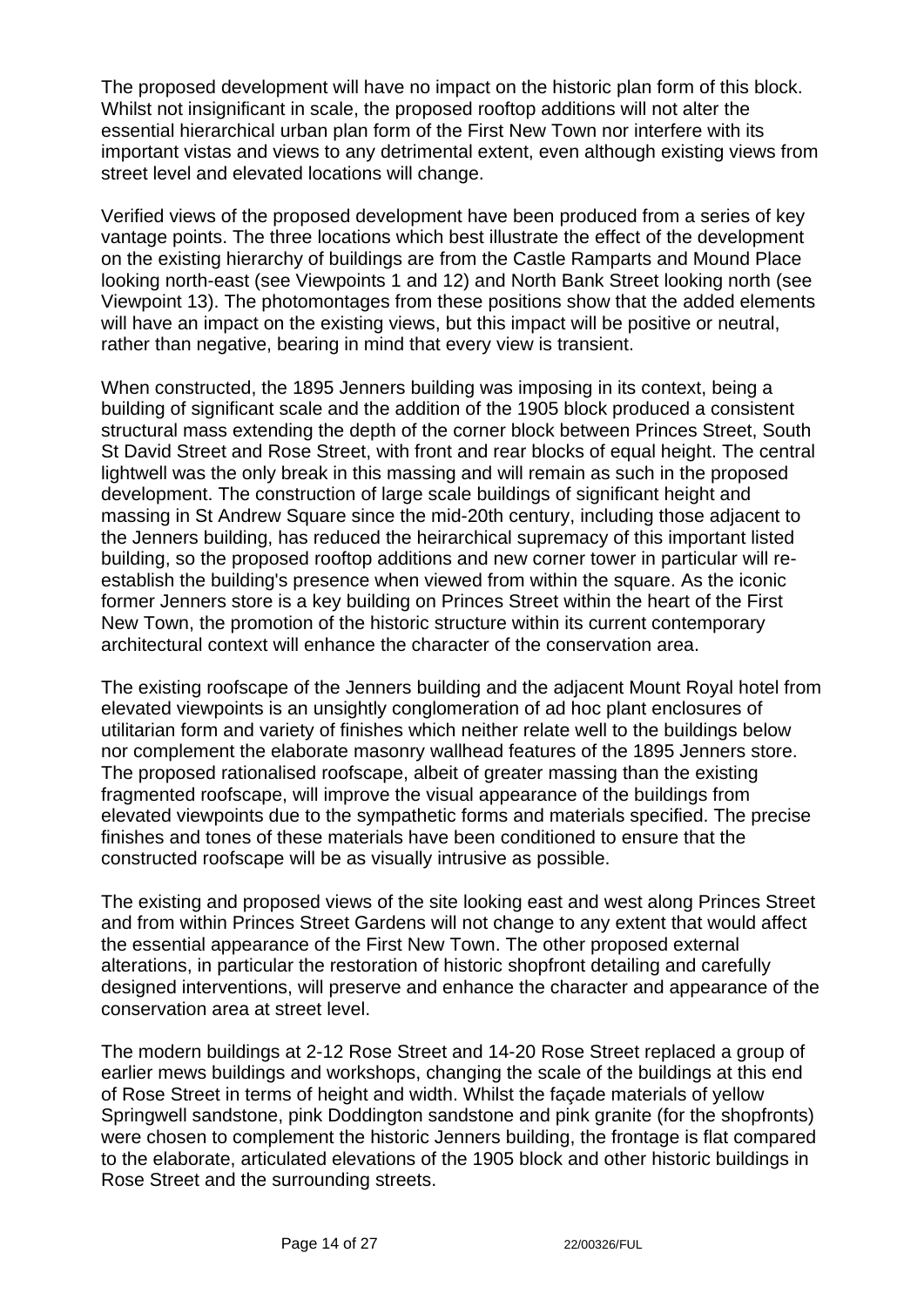The proposed development will have no impact on the historic plan form of this block. Whilst not insignificant in scale, the proposed rooftop additions will not alter the essential hierarchical urban plan form of the First New Town nor interfere with its important vistas and views to any detrimental extent, even although existing views from street level and elevated locations will change.

Verified views of the proposed development have been produced from a series of key vantage points. The three locations which best illustrate the effect of the development on the existing hierarchy of buildings are from the Castle Ramparts and Mound Place looking north-east (see Viewpoints 1 and 12) and North Bank Street looking north (see Viewpoint 13). The photomontages from these positions show that the added elements will have an impact on the existing views, but this impact will be positive or neutral, rather than negative, bearing in mind that every view is transient.

When constructed, the 1895 Jenners building was imposing in its context, being a building of significant scale and the addition of the 1905 block produced a consistent structural mass extending the depth of the corner block between Princes Street, South St David Street and Rose Street, with front and rear blocks of equal height. The central lightwell was the only break in this massing and will remain as such in the proposed development. The construction of large scale buildings of significant height and massing in St Andrew Square since the mid-20th century, including those adjacent to the Jenners building, has reduced the heirarchical supremacy of this important listed building, so the proposed rooftop additions and new corner tower in particular will re-establish the building's presence when viewed from within the square. As the iconic former Jenners store is a key building on Princes Street within the heart of the First New Town, the promotion of the historic structure within its current contemporary architectural context will enhance the character of the conservation area.

The existing roofscape of the Jenners building and the adjacent Mount Royal hotel from elevated viewpoints is an unsightly conglomeration of ad hoc plant enclosures of utilitarian form and variety of finishes which neither relate well to the buildings below nor complement the elaborate masonry wallhead features of the 1895 Jenners store. The proposed rationalised roofscape, albeit of greater massing than the existing fragmented roofscape, will improve the visual appearance of the buildings from elevated viewpoints due to the sympathetic forms and materials specified. The precise finishes and tones of these materials have been conditioned to ensure that the constructed roofscape will be as visually intrusive as possible.

The existing and proposed views of the site looking east and west along Princes Street and from within Princes Street Gardens will not change to any extent that would affect the essential appearance of the First New Town. The other proposed external alterations, in particular the restoration of historic shopfront detailing and carefully designed interventions, will preserve and enhance the character and appearance of the conservation area at street level.

The modern buildings at 2-12 Rose Street and 14-20 Rose Street replaced a group of earlier mews buildings and workshops, changing the scale of the buildings at this end of Rose Street in terms of height and width. Whilst the façade materials of yellow Springwell sandstone, pink Doddington sandstone and pink granite (for the shopfronts) were chosen to complement the historic Jenners building, the frontage is flat compared to the elaborate, articulated elevations of the 1905 block and other historic buildings in Rose Street and the surrounding streets.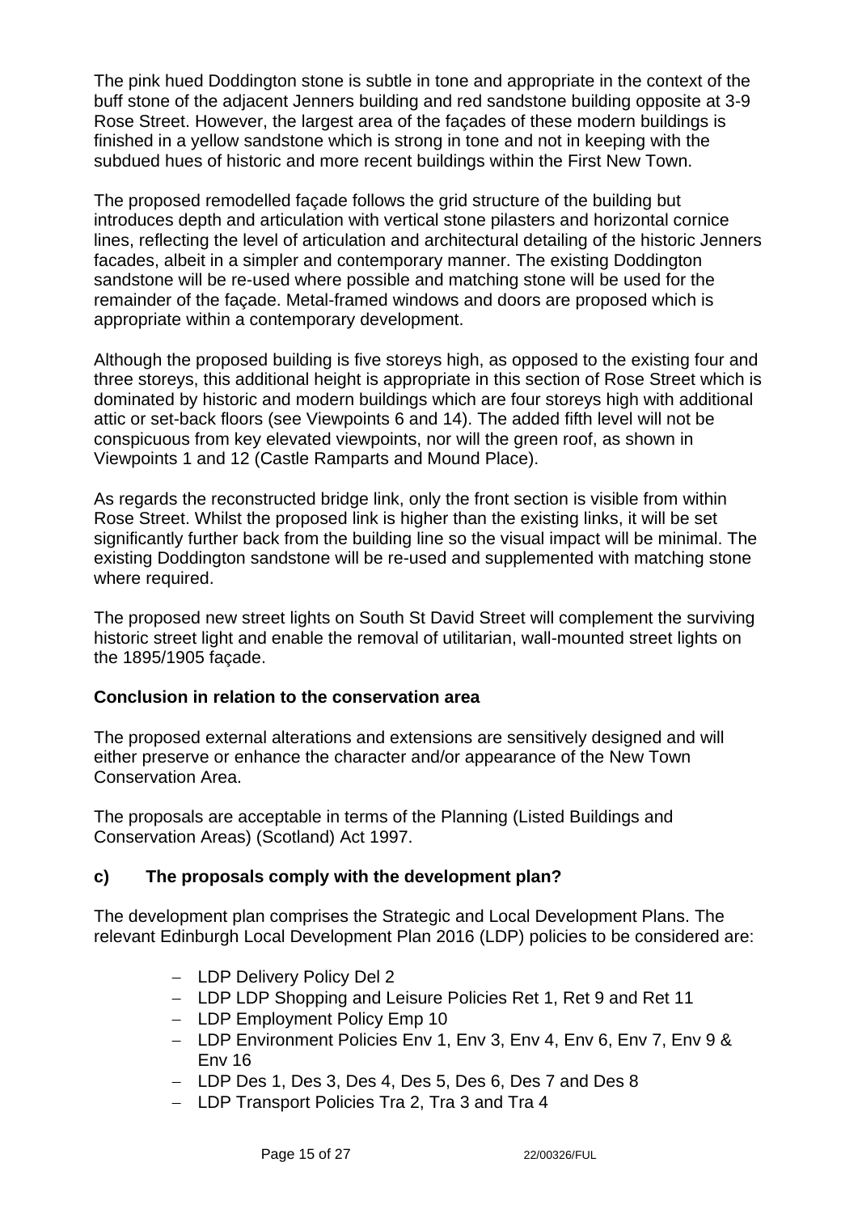The pink hued Doddington stone is subtle in tone and appropriate in the context of the buff stone of the adjacent Jenners building and red sandstone building opposite at 3-9 Rose Street. However, the largest area of the façades of these modern buildings is finished in a yellow sandstone which is strong in tone and not in keeping with the subdued hues of historic and more recent buildings within the First New Town.

The proposed remodelled façade follows the grid structure of the building but introduces depth and articulation with vertical stone pilasters and horizontal cornice lines, reflecting the level of articulation and architectural detailing of the historic Jenners facades, albeit in a simpler and contemporary manner. The existing Doddington sandstone will be re-used where possible and matching stone will be used for the remainder of the façade. Metal-framed windows and doors are proposed which is appropriate within a contemporary development.

Although the proposed building is five storeys high, as opposed to the existing four and three storeys, this additional height is appropriate in this section of Rose Street which is dominated by historic and modern buildings which are four storeys high with additional attic or set-back floors (see Viewpoints 6 and 14). The added fifth level will not be conspicuous from key elevated viewpoints, nor will the green roof, as shown in Viewpoints 1 and 12 (Castle Ramparts and Mound Place).

As regards the reconstructed bridge link, only the front section is visible from within Rose Street. Whilst the proposed link is higher than the existing links, it will be set significantly further back from the building line so the visual impact will be minimal. The existing Doddington sandstone will be re-used and supplemented with matching stone where required.

The proposed new street lights on South St David Street will complement the surviving historic street light and enable the removal of utilitarian, wall-mounted street lights on the 1895/1905 façade.

**Conclusion in relation to the conservation area**

The proposed external alterations and extensions are sensitively designed and will either preserve or enhance the character and/or appearance of the New Town Conservation Area.

The proposals are acceptable in terms of the Planning (Listed Buildings and Conservation Areas) (Scotland) Act 1997.

### c) The proposals comply with the development plan?

The development plan comprises the Strategic and Local Development Plans. The relevant Edinburgh Local Development Plan 2016 (LDP) policies to be considered are:

- LDP Delivery Policy Del 2
- LDP LDP Shopping and Leisure Policies Ret 1, Ret 9 and Ret 11
- LDP Employment Policy Emp 10
- LDP Environment Policies Env 1, Env 3, Env 4, Env 6, Env 7, Env 9 & Env 16
- LDP Des 1, Des 3, Des 4, Des 5, Des 6, Des 7 and Des 8
- LDP Transport Policies Tra 2, Tra 3 and Tra 4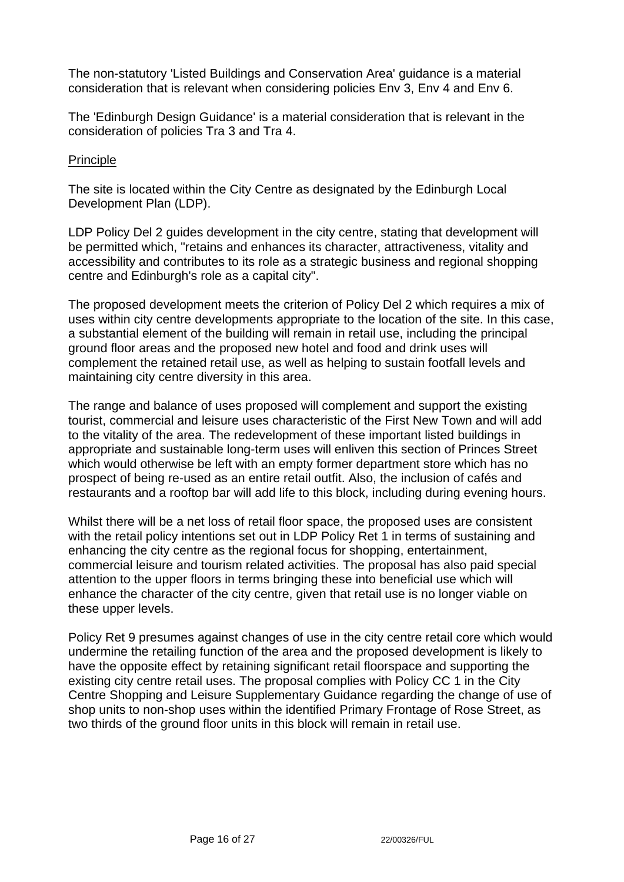The non-statutory 'Listed Buildings and Conservation Area' guidance is a material consideration that is relevant when considering policies Env 3, Env 4 and Env 6.

The 'Edinburgh Design Guidance' is a material consideration that is relevant in the consideration of policies Tra 3 and Tra 4.

Principle

The site is located within the City Centre as designated by the Edinburgh Local Development Plan (LDP).

LDP Policy Del 2 guides development in the city centre, stating that development will be permitted which, "retains and enhances its character, attractiveness, vitality and accessibility and contributes to its role as a strategic business and regional shopping centre and Edinburgh's role as a capital city".

The proposed development meets the criterion of Policy Del 2 which requires a mix of uses within city centre developments appropriate to the location of the site. In this case, a substantial element of the building will remain in retail use, including the principal ground floor areas and the proposed new hotel and food and drink uses will complement the retained retail use, as well as helping to sustain footfall levels and maintaining city centre diversity in this area.

The range and balance of uses proposed will complement and support the existing tourist, commercial and leisure uses characteristic of the First New Town and will add to the vitality of the area. The redevelopment of these important listed buildings in appropriate and sustainable long-term uses will enliven this section of Princes Street which would otherwise be left with an empty former department store which has no prospect of being re-used as an entire retail outfit. Also, the inclusion of cafés and restaurants and a rooftop bar will add life to this block, including during evening hours.

Whilst there will be a net loss of retail floor space, the proposed uses are consistent with the retail policy intentions set out in LDP Policy Ret 1 in terms of sustaining and enhancing the city centre as the regional focus for shopping, entertainment, commercial leisure and tourism related activities. The proposal has also paid special attention to the upper floors in terms bringing these into beneficial use which will enhance the character of the city centre, given that retail use is no longer viable on these upper levels.

Policy Ret 9 presumes against changes of use in the city centre retail core which would undermine the retailing function of the area and the proposed development is likely to have the opposite effect by retaining significant retail floorspace and supporting the existing city centre retail uses. The proposal complies with Policy CC 1 in the City Centre Shopping and Leisure Supplementary Guidance regarding the change of use of shop units to non-shop uses within the identified Primary Frontage of Rose Street, as two thirds of the ground floor units in this block will remain in retail use.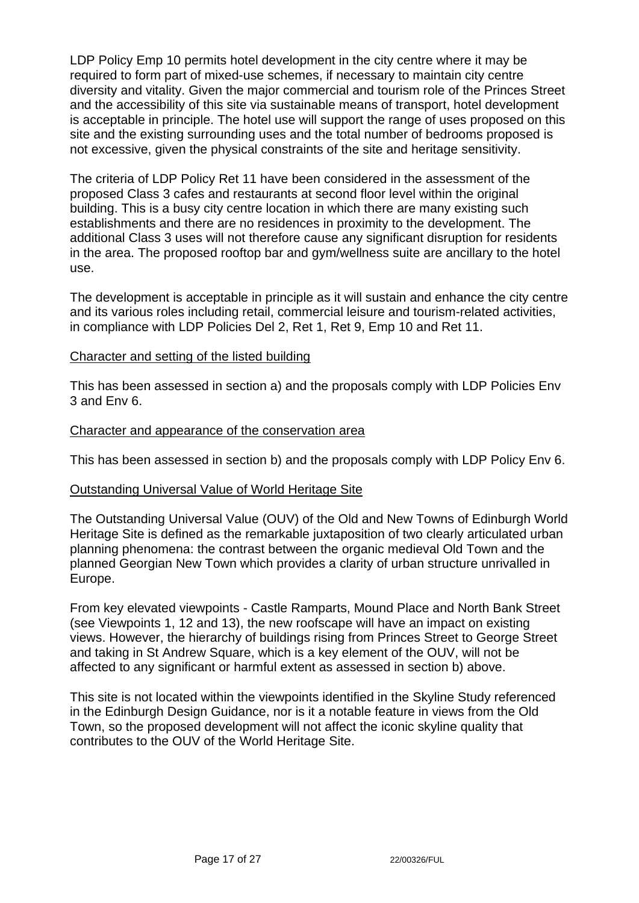LDP Policy Emp 10 permits hotel development in the city centre where it may be required to form part of mixed-use schemes, if necessary to maintain city centre diversity and vitality. Given the major commercial and tourism role of the Princes Street and the accessibility of this site via sustainable means of transport, hotel development is acceptable in principle. The hotel use will support the range of uses proposed on this site and the existing surrounding uses and the total number of bedrooms proposed is not excessive, given the physical constraints of the site and heritage sensitivity.

The criteria of LDP Policy Ret 11 have been considered in the assessment of the proposed Class 3 cafes and restaurants at second floor level within the original building. This is a busy city centre location in which there are many existing such establishments and there are no residences in proximity to the development. The additional Class 3 uses will not therefore cause any significant disruption for residents in the area. The proposed rooftop bar and gym/wellness suite are ancillary to the hotel use.

The development is acceptable in principle as it will sustain and enhance the city centre and its various roles including retail, commercial leisure and tourism-related activities, in compliance with LDP Policies Del 2, Ret 1, Ret 9, Emp 10 and Ret 11.

<u>Character and setting of the listed building</u>

This has been assessed in section a) and the proposals comply with LDP Policies Env 3 and Env 6.

<u>Character and appearance of the conservation area</u>

This has been assessed in section b) and the proposals comply with LDP Policy Env 6.

<u>Outstanding Universal Value of World Heritage Site</u>

The Outstanding Universal Value (OUV) of the Old and New Towns of Edinburgh World Heritage Site is defined as the remarkable juxtaposition of two clearly articulated urban planning phenomena: the contrast between the organic medieval Old Town and the planned Georgian New Town which provides a clarity of urban structure unrivalled in Europe.

From key elevated viewpoints - Castle Ramparts, Mound Place and North Bank Street (see Viewpoints 1, 12 and 13), the new roofscape will have an impact on existing views. However, the hierarchy of buildings rising from Princes Street to George Street and taking in St Andrew Square, which is a key element of the OUV, will not be affected to any significant or harmful extent as assessed in section b) above.

This site is not located within the viewpoints identified in the Skyline Study referenced in the Edinburgh Design Guidance, nor is it a notable feature in views from the Old Town, so the proposed development will not affect the iconic skyline quality that contributes to the OUV of the World Heritage Site.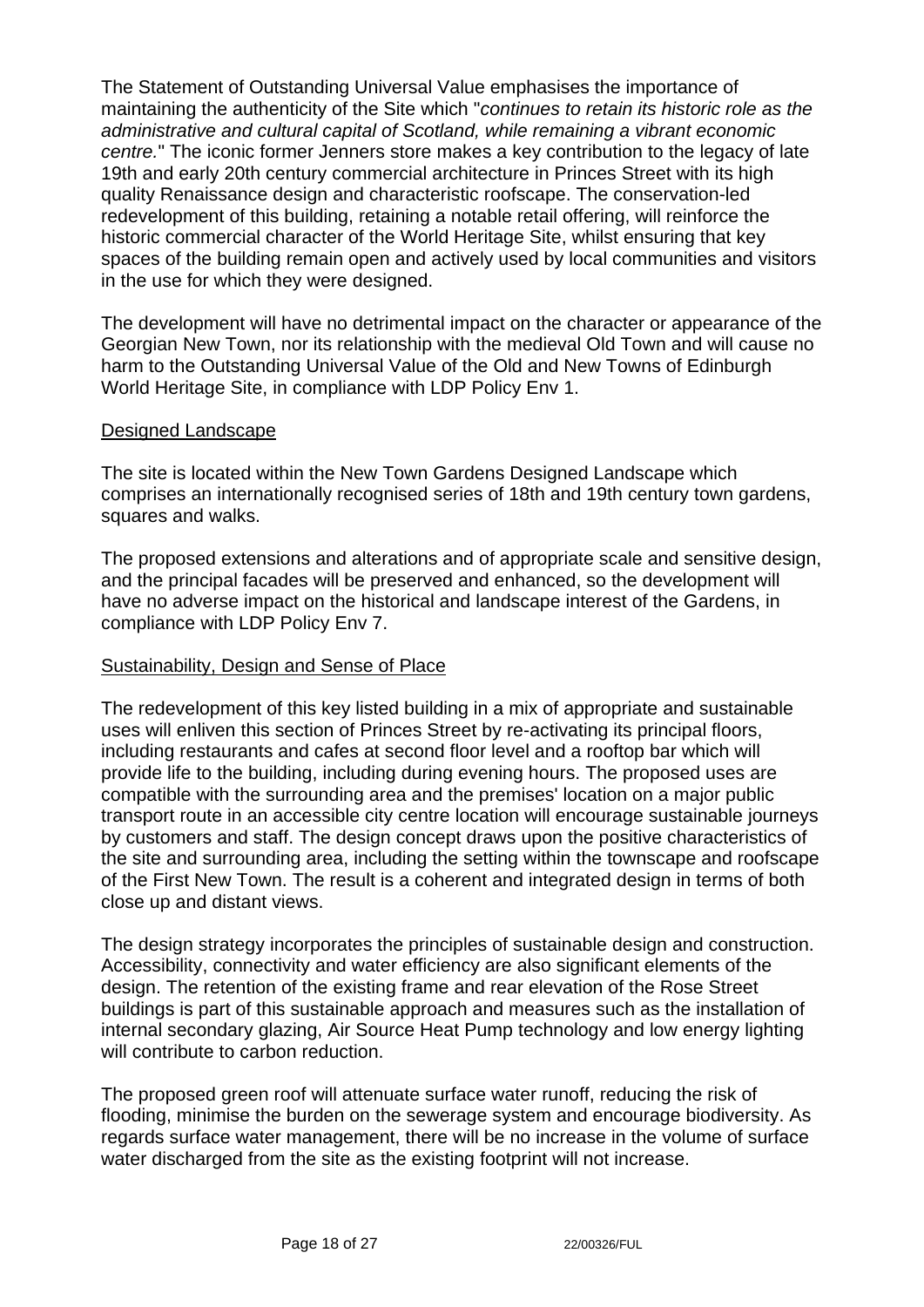The Statement of Outstanding Universal Value emphasises the importance of maintaining the authenticity of the Site which "*continues to retain its historic role as the administrative and cultural capital of Scotland, while remaining a vibrant economic centre.*" The iconic former Jenners store makes a key contribution to the legacy of late 19th and early 20th century commercial architecture in Princes Street with its high quality Renaissance design and characteristic roofscape. The conservation-led redevelopment of this building, retaining a notable retail offering, will reinforce the historic commercial character of the World Heritage Site, whilst ensuring that key spaces of the building remain open and actively used by local communities and visitors in the use for which they were designed.

The development will have no detrimental impact on the character or appearance of the Georgian New Town, nor its relationship with the medieval Old Town and will cause no harm to the Outstanding Universal Value of the Old and New Towns of Edinburgh World Heritage Site, in compliance with LDP Policy Env 1.

Designed Landscape

The site is located within the New Town Gardens Designed Landscape which comprises an internationally recognised series of 18th and 19th century town gardens, squares and walks.

The proposed extensions and alterations and of appropriate scale and sensitive design, and the principal facades will be preserved and enhanced, so the development will have no adverse impact on the historical and landscape interest of the Gardens, in compliance with LDP Policy Env 7.

Sustainability, Design and Sense of Place

The redevelopment of this key listed building in a mix of appropriate and sustainable uses will enliven this section of Princes Street by re-activating its principal floors, including restaurants and cafes at second floor level and a rooftop bar which will provide life to the building, including during evening hours. The proposed uses are compatible with the surrounding area and the premises' location on a major public transport route in an accessible city centre location will encourage sustainable journeys by customers and staff. The design concept draws upon the positive characteristics of the site and surrounding area, including the setting within the townscape and roofscape of the First New Town. The result is a coherent and integrated design in terms of both close up and distant views.

The design strategy incorporates the principles of sustainable design and construction. Accessibility, connectivity and water efficiency are also significant elements of the design. The retention of the existing frame and rear elevation of the Rose Street buildings is part of this sustainable approach and measures such as the installation of internal secondary glazing, Air Source Heat Pump technology and low energy lighting will contribute to carbon reduction.

The proposed green roof will attenuate surface water runoff, reducing the risk of flooding, minimise the burden on the sewerage system and encourage biodiversity. As regards surface water management, there will be no increase in the volume of surface water discharged from the site as the existing footprint will not increase.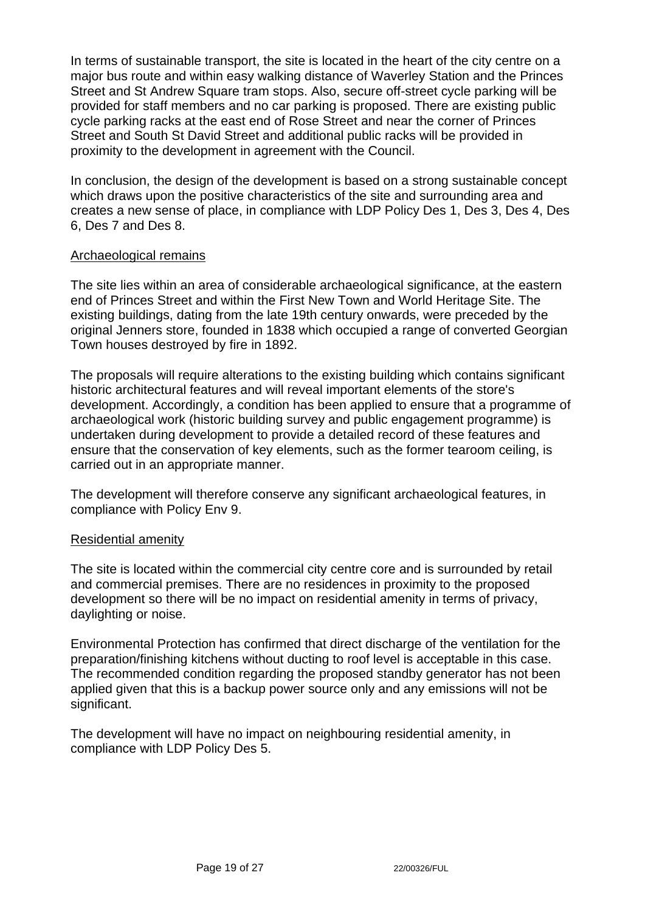In terms of sustainable transport, the site is located in the heart of the city centre on a major bus route and within easy walking distance of Waverley Station and the Princes Street and St Andrew Square tram stops. Also, secure off-street cycle parking will be provided for staff members and no car parking is proposed. There are existing public cycle parking racks at the east end of Rose Street and near the corner of Princes Street and South St David Street and additional public racks will be provided in proximity to the development in agreement with the Council.

In conclusion, the design of the development is based on a strong sustainable concept which draws upon the positive characteristics of the site and surrounding area and creates a new sense of place, in compliance with LDP Policy Des 1, Des 3, Des 4, Des 6, Des 7 and Des 8.

Archaeological remains

The site lies within an area of considerable archaeological significance, at the eastern end of Princes Street and within the First New Town and World Heritage Site. The existing buildings, dating from the late 19th century onwards, were preceded by the original Jenners store, founded in 1838 which occupied a range of converted Georgian Town houses destroyed by fire in 1892.

The proposals will require alterations to the existing building which contains significant historic architectural features and will reveal important elements of the store's development. Accordingly, a condition has been applied to ensure that a programme of archaeological work (historic building survey and public engagement programme) is undertaken during development to provide a detailed record of these features and ensure that the conservation of key elements, such as the former tearoom ceiling, is carried out in an appropriate manner.

The development will therefore conserve any significant archaeological features, in compliance with Policy Env 9.

Residential amenity

The site is located within the commercial city centre core and is surrounded by retail and commercial premises. There are no residences in proximity to the proposed development so there will be no impact on residential amenity in terms of privacy, daylighting or noise.

Environmental Protection has confirmed that direct discharge of the ventilation for the preparation/finishing kitchens without ducting to roof level is acceptable in this case. The recommended condition regarding the proposed standby generator has not been applied given that this is a backup power source only and any emissions will not be significant.

The development will have no impact on neighbouring residential amenity, in compliance with LDP Policy Des 5.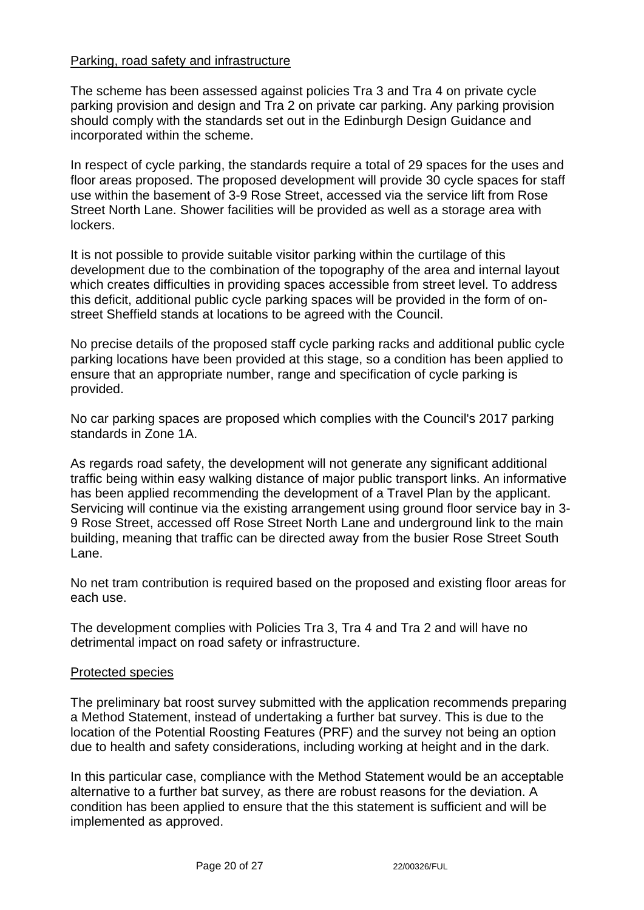Parking, road safety and infrastructure

The scheme has been assessed against policies Tra 3 and Tra 4 on private cycle parking provision and design and Tra 2 on private car parking. Any parking provision should comply with the standards set out in the Edinburgh Design Guidance and incorporated within the scheme.

In respect of cycle parking, the standards require a total of 29 spaces for the uses and floor areas proposed. The proposed development will provide 30 cycle spaces for staff use within the basement of 3-9 Rose Street, accessed via the service lift from Rose Street North Lane. Shower facilities will be provided as well as a storage area with lockers.

It is not possible to provide suitable visitor parking within the curtilage of this development due to the combination of the topography of the area and internal layout which creates difficulties in providing spaces accessible from street level. To address this deficit, additional public cycle parking spaces will be provided in the form of on-street Sheffield stands at locations to be agreed with the Council.

No precise details of the proposed staff cycle parking racks and additional public cycle parking locations have been provided at this stage, so a condition has been applied to ensure that an appropriate number, range and specification of cycle parking is provided.

No car parking spaces are proposed which complies with the Council's 2017 parking standards in Zone 1A.

As regards road safety, the development will not generate any significant additional traffic being within easy walking distance of major public transport links. An informative has been applied recommending the development of a Travel Plan by the applicant. Servicing will continue via the existing arrangement using ground floor service bay in 3-9 Rose Street, accessed off Rose Street North Lane and underground link to the main building, meaning that traffic can be directed away from the busier Rose Street South Lane.

No net tram contribution is required based on the proposed and existing floor areas for each use.

The development complies with Policies Tra 3, Tra 4 and Tra 2 and will have no detrimental impact on road safety or infrastructure.

Protected species

The preliminary bat roost survey submitted with the application recommends preparing a Method Statement, instead of undertaking a further bat survey. This is due to the location of the Potential Roosting Features (PRF) and the survey not being an option due to health and safety considerations, including working at height and in the dark.

In this particular case, compliance with the Method Statement would be an acceptable alternative to a further bat survey, as there are robust reasons for the deviation. A condition has been applied to ensure that the this statement is sufficient and will be implemented as approved.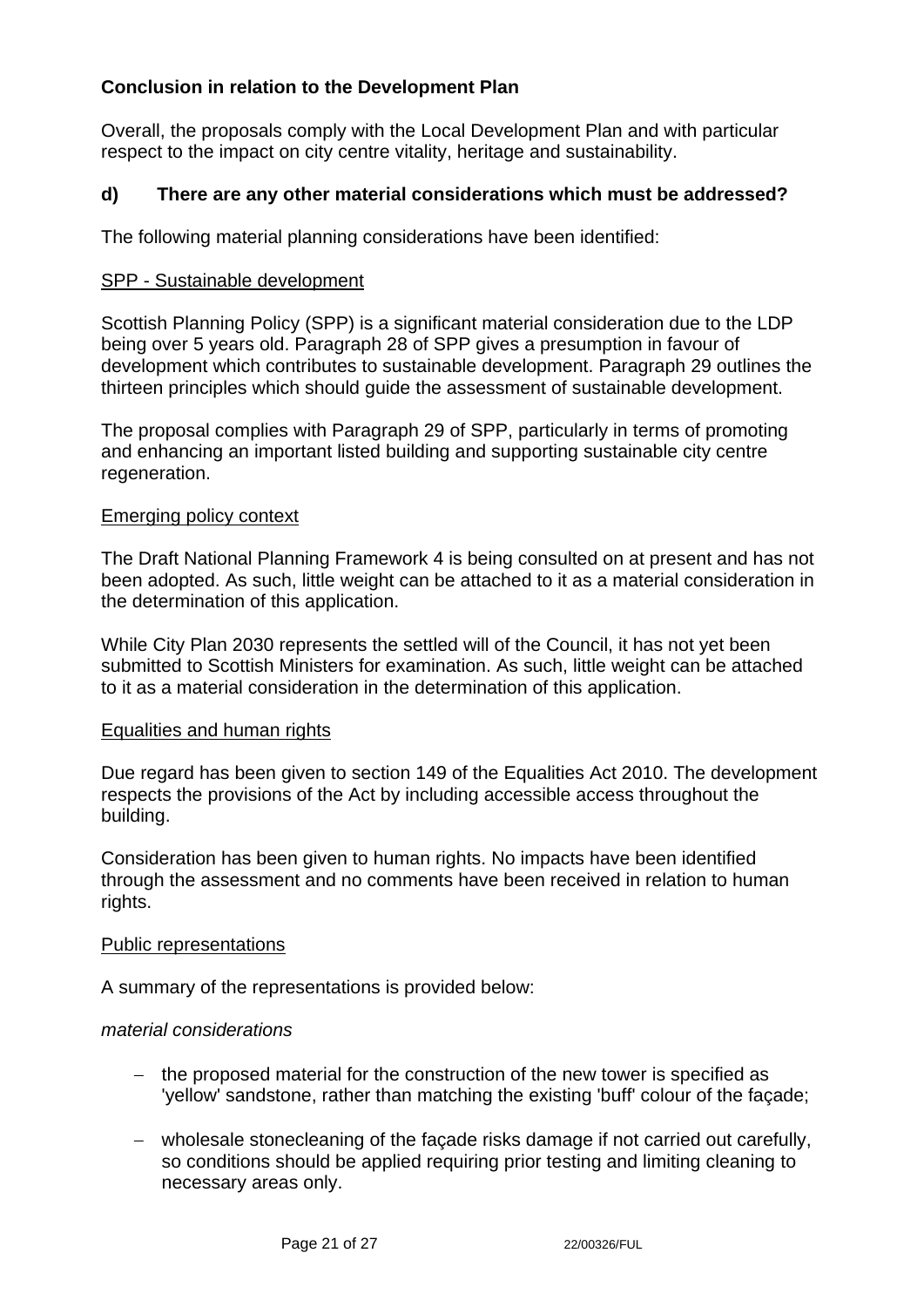**Conclusion in relation to the Development Plan**

Overall, the proposals comply with the Local Development Plan and with particular respect to the impact on city centre vitality, heritage and sustainability.

**d) There are any other material considerations which must be addressed?**

The following material planning considerations have been identified:

<u>SPP - Sustainable development</u>

Scottish Planning Policy (SPP) is a significant material consideration due to the LDP being over 5 years old. Paragraph 28 of SPP gives a presumption in favour of development which contributes to sustainable development. Paragraph 29 outlines the thirteen principles which should guide the assessment of sustainable development.

The proposal complies with Paragraph 29 of SPP, particularly in terms of promoting and enhancing an important listed building and supporting sustainable city centre regeneration.

<u>Emerging policy context</u>

The Draft National Planning Framework 4 is being consulted on at present and has not been adopted. As such, little weight can be attached to it as a material consideration in the determination of this application.

While City Plan 2030 represents the settled will of the Council, it has not yet been submitted to Scottish Ministers for examination. As such, little weight can be attached to it as a material consideration in the determination of this application.

<u>Equalities and human rights</u>

Due regard has been given to section 149 of the Equalities Act 2010. The development respects the provisions of the Act by including accessible access throughout the building.

Consideration has been given to human rights. No impacts have been identified through the assessment and no comments have been received in relation to human rights.

<u>Public representations</u>

A summary of the representations is provided below:

*material considerations*

- the proposed material for the construction of the new tower is specified as 'yellow' sandstone, rather than matching the existing 'buff' colour of the façade;
- wholesale stonecleaning of the façade risks damage if not carried out carefully, so conditions should be applied requiring prior testing and limiting cleaning to necessary areas only.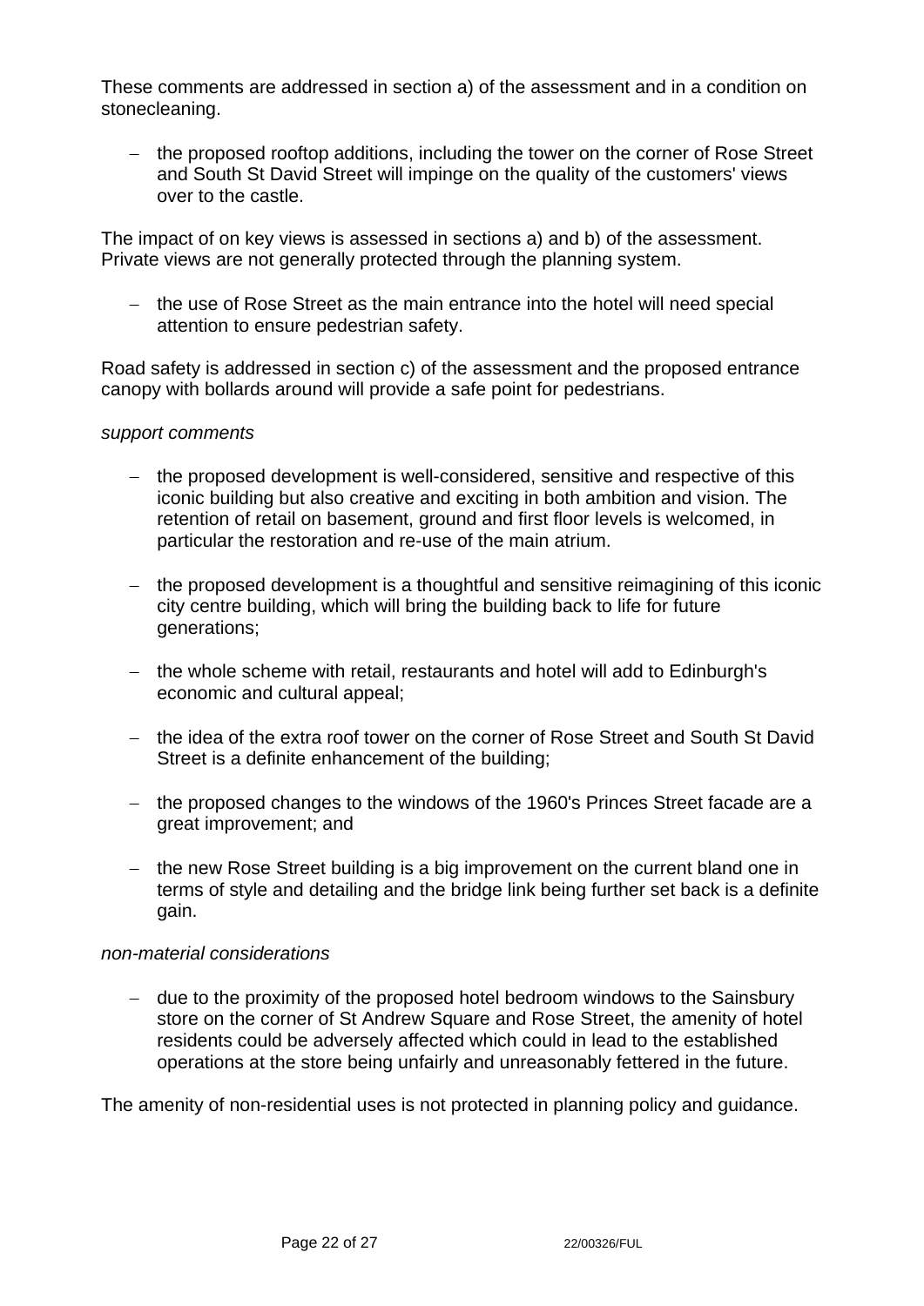These comments are addressed in section a) of the assessment and in a condition on stonecleaning.

- the proposed rooftop additions, including the tower on the corner of Rose Street and South St David Street will impinge on the quality of the customers' views over to the castle.

The impact of on key views is assessed in sections a) and b) of the assessment. Private views are not generally protected through the planning system.

- the use of Rose Street as the main entrance into the hotel will need special attention to ensure pedestrian safety.

Road safety is addressed in section c) of the assessment and the proposed entrance canopy with bollards around will provide a safe point for pedestrians.

*support comments*

- the proposed development is well-considered, sensitive and respective of this iconic building but also creative and exciting in both ambition and vision. The retention of retail on basement, ground and first floor levels is welcomed, in particular the restoration and re-use of the main atrium.
- the proposed development is a thoughtful and sensitive reimagining of this iconic city centre building, which will bring the building back to life for future generations;
- the whole scheme with retail, restaurants and hotel will add to Edinburgh's economic and cultural appeal;
- the idea of the extra roof tower on the corner of Rose Street and South St David Street is a definite enhancement of the building;
- the proposed changes to the windows of the 1960's Princes Street facade are a great improvement; and
- the new Rose Street building is a big improvement on the current bland one in terms of style and detailing and the bridge link being further set back is a definite gain.

*non-material considerations*

- due to the proximity of the proposed hotel bedroom windows to the Sainsbury store on the corner of St Andrew Square and Rose Street, the amenity of hotel residents could be adversely affected which could in lead to the established operations at the store being unfairly and unreasonably fettered in the future.

The amenity of non-residential uses is not protected in planning policy and guidance.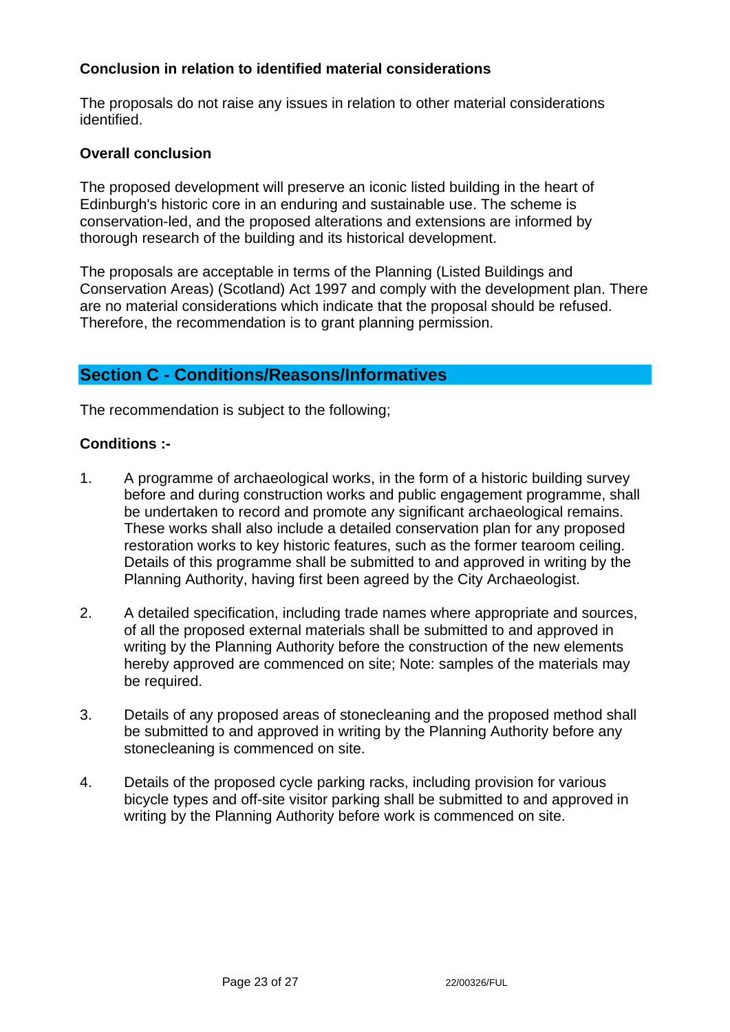### Conclusion in relation to identified material considerations

The proposals do not raise any issues in relation to other material considerations identified.

### Overall conclusion

The proposed development will preserve an iconic listed building in the heart of Edinburgh's historic core in an enduring and sustainable use. The scheme is conservation-led, and the proposed alterations and extensions are informed by thorough research of the building and its historical development.

The proposals are acceptable in terms of the Planning (Listed Buildings and Conservation Areas) (Scotland) Act 1997 and comply with the development plan. There are no material considerations which indicate that the proposal should be refused. Therefore, the recommendation is to grant planning permission.

## Section C - Conditions/Reasons/Informatives

The recommendation is subject to the following;

### Conditions :-

1. A programme of archaeological works, in the form of a historic building survey before and during construction works and public engagement programme, shall be undertaken to record and promote any significant archaeological remains. These works shall also include a detailed conservation plan for any proposed restoration works to key historic features, such as the former tearoom ceiling. Details of this programme shall be submitted to and approved in writing by the Planning Authority, having first been agreed by the City Archaeologist.

2. A detailed specification, including trade names where appropriate and sources, of all the proposed external materials shall be submitted to and approved in writing by the Planning Authority before the construction of the new elements hereby approved are commenced on site; Note: samples of the materials may be required.

3. Details of any proposed areas of stonecleaning and the proposed method shall be submitted to and approved in writing by the Planning Authority before any stonecleaning is commenced on site.

4. Details of the proposed cycle parking racks, including provision for various bicycle types and off-site visitor parking shall be submitted to and approved in writing by the Planning Authority before work is commenced on site.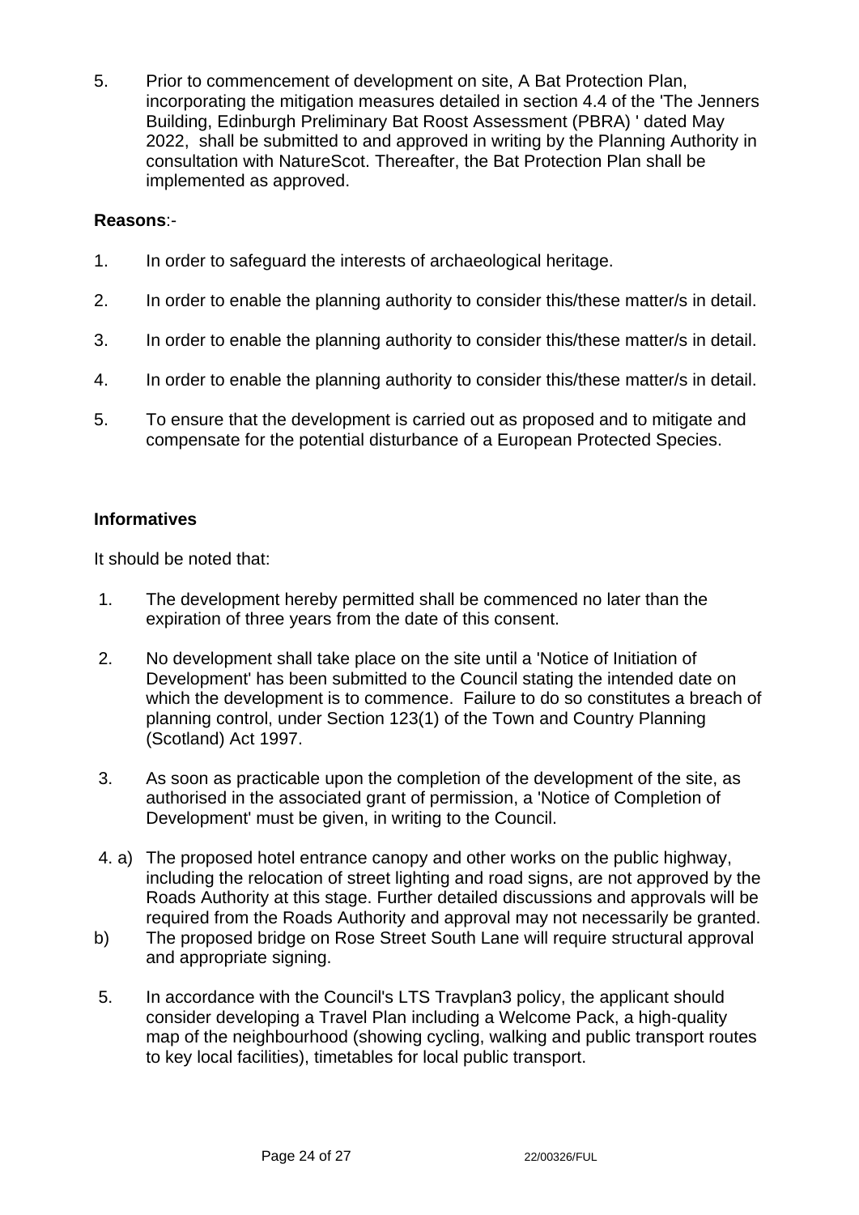5. Prior to commencement of development on site, A Bat Protection Plan, incorporating the mitigation measures detailed in section 4.4 of the 'The Jenners Building, Edinburgh Preliminary Bat Roost Assessment (PBRA) ' dated May 2022, shall be submitted to and approved in writing by the Planning Authority in consultation with NatureScot. Thereafter, the Bat Protection Plan shall be implemented as approved.

**Reasons**:-

1. In order to safeguard the interests of archaeological heritage.
2. In order to enable the planning authority to consider this/these matter/s in detail.
3. In order to enable the planning authority to consider this/these matter/s in detail.
4. In order to enable the planning authority to consider this/these matter/s in detail.
5. To ensure that the development is carried out as proposed and to mitigate and compensate for the potential disturbance of a European Protected Species.

**Informatives**

It should be noted that:

1. The development hereby permitted shall be commenced no later than the expiration of three years from the date of this consent.
2. No development shall take place on the site until a 'Notice of Initiation of Development' has been submitted to the Council stating the intended date on which the development is to commence. Failure to do so constitutes a breach of planning control, under Section 123(1) of the Town and Country Planning (Scotland) Act 1997.
3. As soon as practicable upon the completion of the development of the site, as authorised in the associated grant of permission, a 'Notice of Completion of Development' must be given, in writing to the Council.
4. a) The proposed hotel entrance canopy and other works on the public highway, including the relocation of street lighting and road signs, are not approved by the Roads Authority at this stage. Further detailed discussions and approvals will be required from the Roads Authority and approval may not necessarily be granted.

   b) The proposed bridge on Rose Street South Lane will require structural approval and appropriate signing.
5. In accordance with the Council's LTS Travplan3 policy, the applicant should consider developing a Travel Plan including a Welcome Pack, a high-quality map of the neighbourhood (showing cycling, walking and public transport routes to key local facilities), timetables for local public transport.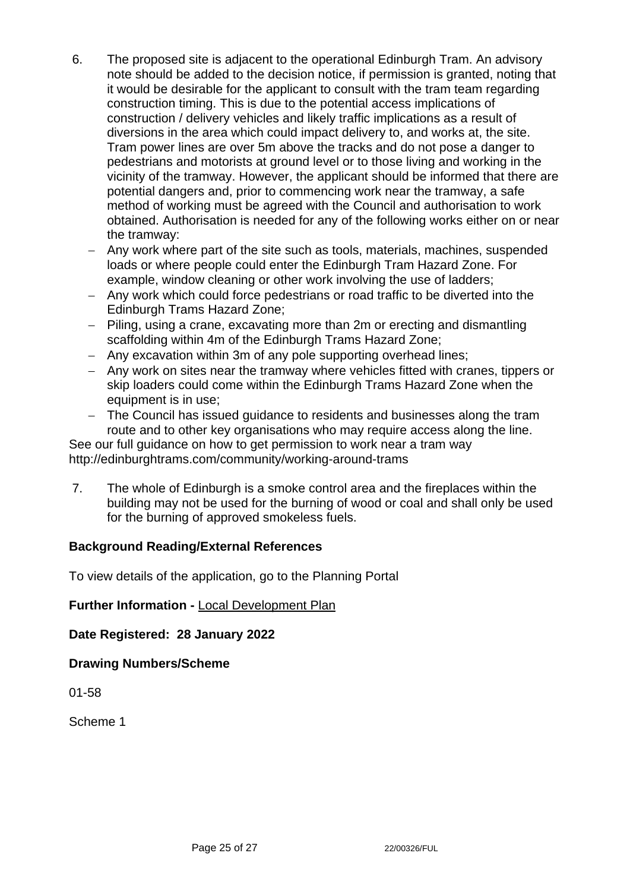6. The proposed site is adjacent to the operational Edinburgh Tram. An advisory note should be added to the decision notice, if permission is granted, noting that it would be desirable for the applicant to consult with the tram team regarding construction timing. This is due to the potential access implications of construction / delivery vehicles and likely traffic implications as a result of diversions in the area which could impact delivery to, and works at, the site. Tram power lines are over 5m above the tracks and do not pose a danger to pedestrians and motorists at ground level or to those living and working in the vicinity of the tramway. However, the applicant should be informed that there are potential dangers and, prior to commencing work near the tramway, a safe method of working must be agreed with the Council and authorisation to work obtained. Authorisation is needed for any of the following works either on or near the tramway:
   - Any work where part of the site such as tools, materials, machines, suspended loads or where people could enter the Edinburgh Tram Hazard Zone. For example, window cleaning or other work involving the use of ladders;
   - Any work which could force pedestrians or road traffic to be diverted into the Edinburgh Trams Hazard Zone;
   - Piling, using a crane, excavating more than 2m or erecting and dismantling scaffolding within 4m of the Edinburgh Trams Hazard Zone;
   - Any excavation within 3m of any pole supporting overhead lines;
   - Any work on sites near the tramway where vehicles fitted with cranes, tippers or skip loaders could come within the Edinburgh Trams Hazard Zone when the equipment is in use;
   - The Council has issued guidance to residents and businesses along the tram route and to other key organisations who may require access along the line.

See our full guidance on how to get permission to work near a tram way http://edinburghtrams.com/community/working-around-trams

7. The whole of Edinburgh is a smoke control area and the fireplaces within the building may not be used for the burning of wood or coal and shall only be used for the burning of approved smokeless fuels.

**Background Reading/External References**

To view details of the application, go to the Planning Portal

**Further Information -** Local Development Plan

**Date Registered: 28 January 2022**

**Drawing Numbers/Scheme**

01-58

Scheme 1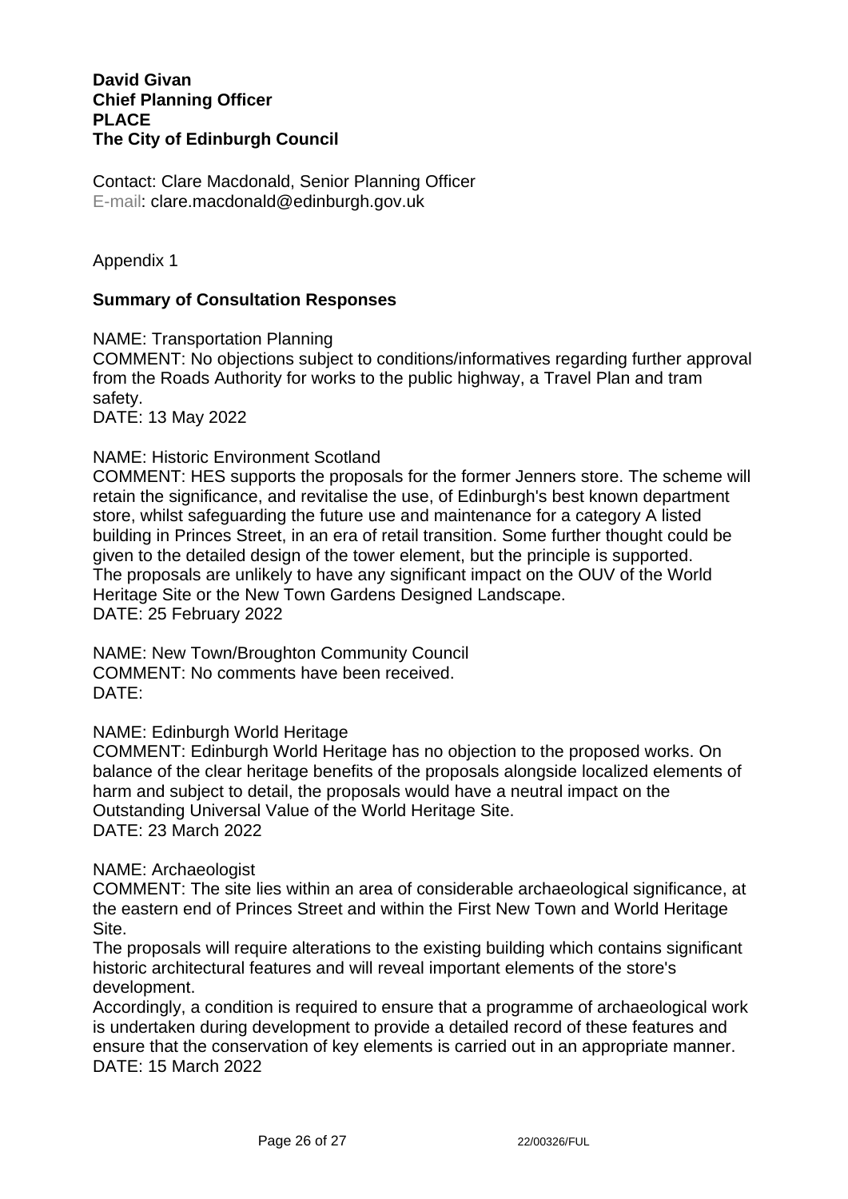**David Givan**
**Chief Planning Officer**
**PLACE**
**The City of Edinburgh Council**

Contact: Clare Macdonald, Senior Planning Officer
E-mail: clare.macdonald@edinburgh.gov.uk

Appendix 1

**Summary of Consultation Responses**

NAME: Transportation Planning
COMMENT: No objections subject to conditions/informatives regarding further approval from the Roads Authority for works to the public highway, a Travel Plan and tram safety.
DATE: 13 May 2022

NAME: Historic Environment Scotland
COMMENT: HES supports the proposals for the former Jenners store. The scheme will retain the significance, and revitalise the use, of Edinburgh's best known department store, whilst safeguarding the future use and maintenance for a category A listed building in Princes Street, in an era of retail transition. Some further thought could be given to the detailed design of the tower element, but the principle is supported.
The proposals are unlikely to have any significant impact on the OUV of the World Heritage Site or the New Town Gardens Designed Landscape.
DATE: 25 February 2022

NAME: New Town/Broughton Community Council
COMMENT: No comments have been received.
DATE:

NAME: Edinburgh World Heritage
COMMENT: Edinburgh World Heritage has no objection to the proposed works. On balance of the clear heritage benefits of the proposals alongside localized elements of harm and subject to detail, the proposals would have a neutral impact on the Outstanding Universal Value of the World Heritage Site.
DATE: 23 March 2022

NAME: Archaeologist
COMMENT: The site lies within an area of considerable archaeological significance, at the eastern end of Princes Street and within the First New Town and World Heritage Site.
The proposals will require alterations to the existing building which contains significant historic architectural features and will reveal important elements of the store's development.
Accordingly, a condition is required to ensure that a programme of archaeological work is undertaken during development to provide a detailed record of these features and ensure that the conservation of key elements is carried out in an appropriate manner.
DATE: 15 March 2022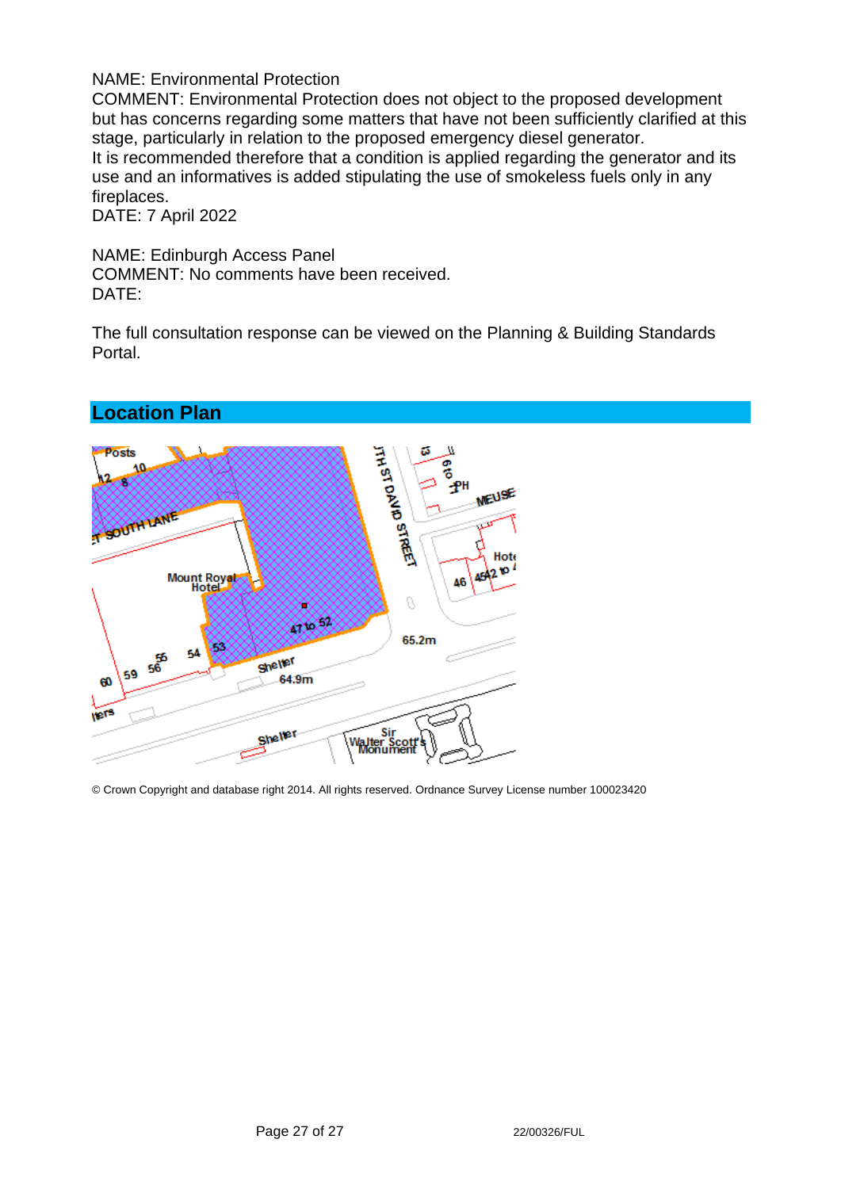NAME: Environmental Protection
COMMENT: Environmental Protection does not object to the proposed development but has concerns regarding some matters that have not been sufficiently clarified at this stage, particularly in relation to the proposed emergency diesel generator.
It is recommended therefore that a condition is applied regarding the generator and its use and an informatives is added stipulating the use of smokeless fuels only in any fireplaces.
DATE: 7 April 2022

NAME: Edinburgh Access Panel
COMMENT: No comments have been received.
DATE:

The full consultation response can be viewed on the Planning & Building Standards Portal.

## Location Plan

© Crown Copyright and database right 2014. All rights reserved. Ordnance Survey License number 100023420